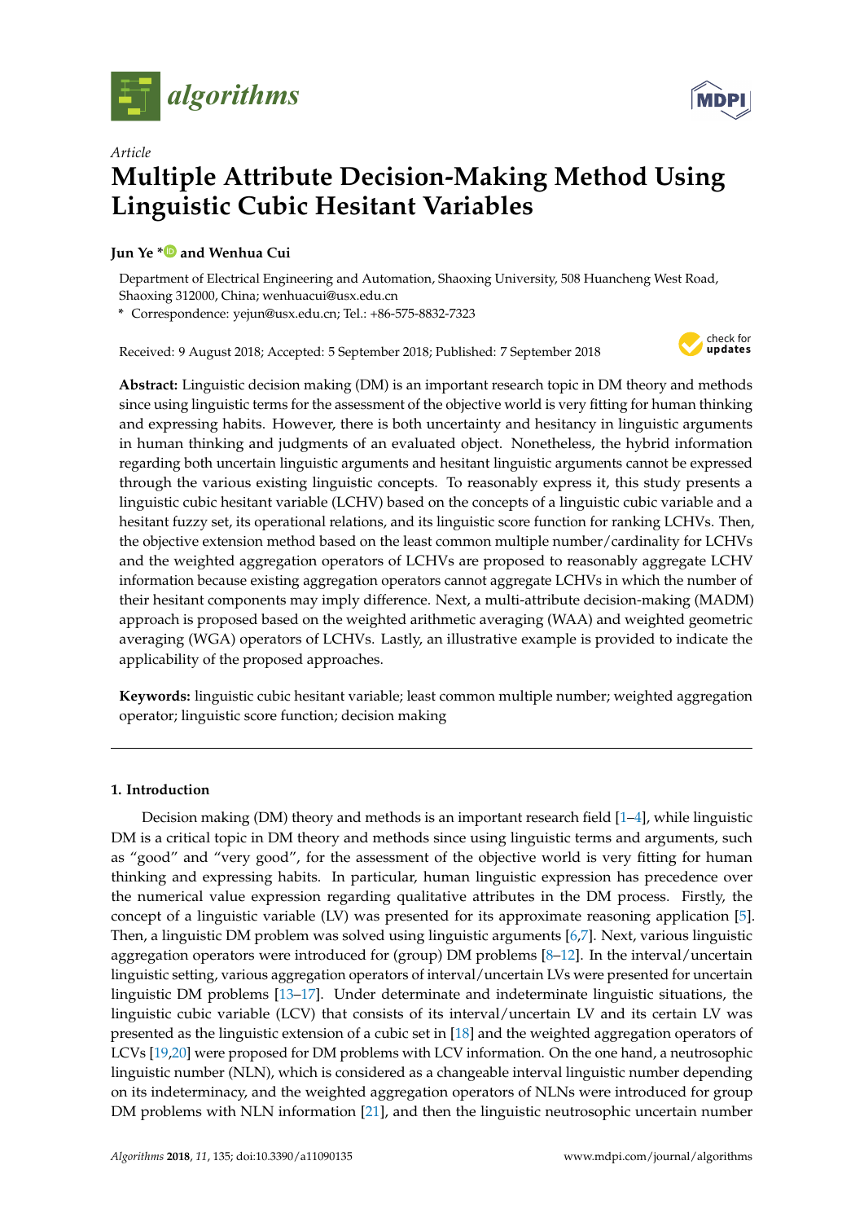*Article*

# Multiple Attribute Decision-Making Method Using Linguistic Cubic Hesitant Variables

**Jun Ye * and Wenhua Cui**

Department of Electrical Engineering and Automation, Shaoxing University, 508 Huancheng West Road, Shaoxing 312000, China; wenhuacui@usx.edu.cn

\* Correspondence: yejun@usx.edu.cn; Tel.: +86-575-8832-7323

Received: 9 August 2018; Accepted: 5 September 2018; Published: 7 September 2018

**Abstract:** Linguistic decision making (DM) is an important research topic in DM theory and methods since using linguistic terms for the assessment of the objective world is very fitting for human thinking and expressing habits. However, there is both uncertainty and hesitancy in linguistic arguments in human thinking and judgments of an evaluated object. Nonetheless, the hybrid information regarding both uncertain linguistic arguments and hesitant linguistic arguments cannot be expressed through the various existing linguistic concepts. To reasonably express it, this study presents a linguistic cubic hesitant variable (LCHV) based on the concepts of a linguistic cubic variable and a hesitant fuzzy set, its operational relations, and its linguistic score function for ranking LCHVs. Then, the objective extension method based on the least common multiple number/cardinality for LCHVs and the weighted aggregation operators of LCHVs are proposed to reasonably aggregate LCHV information because existing aggregation operators cannot aggregate LCHVs in which the number of their hesitant components may imply difference. Next, a multi-attribute decision-making (MADM) approach is proposed based on the weighted arithmetic averaging (WAA) and weighted geometric averaging (WGA) operators of LCHVs. Lastly, an illustrative example is provided to indicate the applicability of the proposed approaches.

**Keywords:** linguistic cubic hesitant variable; least common multiple number; weighted aggregation operator; linguistic score function; decision making

---

## 1. Introduction

Decision making (DM) theory and methods is an important research field [1–4], while linguistic DM is a critical topic in DM theory and methods since using linguistic terms and arguments, such as "good" and "very good", for the assessment of the objective world is very fitting for human thinking and expressing habits. In particular, human linguistic expression has precedence over the numerical value expression regarding qualitative attributes in the DM process. Firstly, the concept of a linguistic variable (LV) was presented for its approximate reasoning application [5]. Then, a linguistic DM problem was solved using linguistic arguments [6,7]. Next, various linguistic aggregation operators were introduced for (group) DM problems [8–12]. In the interval/uncertain linguistic setting, various aggregation operators of interval/uncertain LVs were presented for uncertain linguistic DM problems [13–17]. Under determinate and indeterminate linguistic situations, the linguistic cubic variable (LCV) that consists of its interval/uncertain LV and its certain LV was presented as the linguistic extension of a cubic set in [18] and the weighted aggregation operators of LCVs [19,20] were proposed for DM problems with LCV information. On the one hand, a neutrosophic linguistic number (NLN), which is considered as a changeable interval linguistic number depending on its indeterminacy, and the weighted aggregation operators of NLNs were introduced for group DM problems with NLN information [21], and then the linguistic neutrosophic uncertain number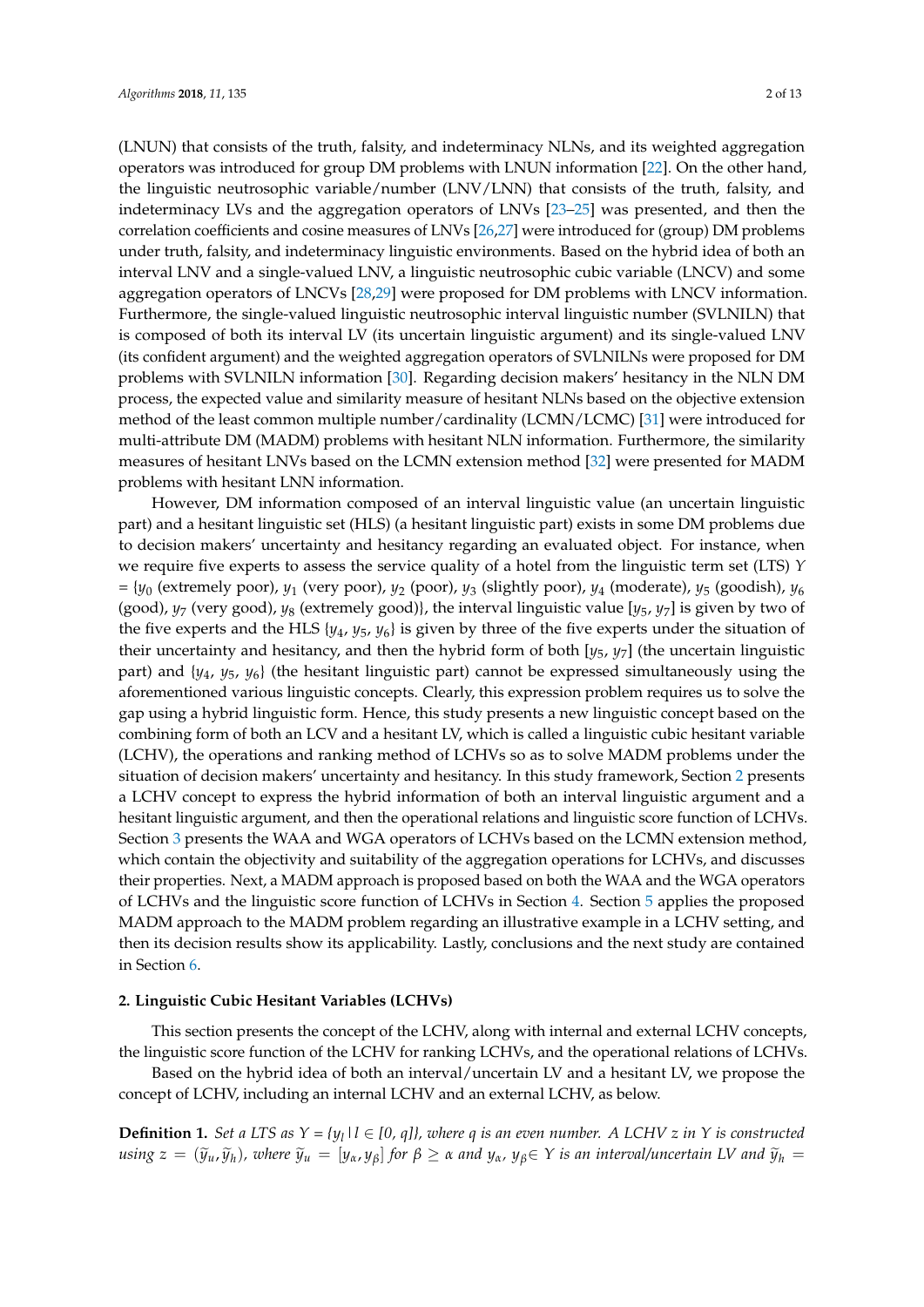(LNUN) that consists of the truth, falsity, and indeterminacy NLNs, and its weighted aggregation operators was introduced for group DM problems with LNUN information [22]. On the other hand, the linguistic neutrosophic variable/number (LNV/LNN) that consists of the truth, falsity, and indeterminacy LVs and the aggregation operators of LNVs [23–25] was presented, and then the correlation coefficients and cosine measures of LNVs [26,27] were introduced for (group) DM problems under truth, falsity, and indeterminacy linguistic environments. Based on the hybrid idea of both an interval LNV and a single-valued LNV, a linguistic neutrosophic cubic variable (LNCV) and some aggregation operators of LNCVs [28,29] were proposed for DM problems with LNCV information. Furthermore, the single-valued linguistic neutrosophic interval linguistic number (SVLNILN) that is composed of both its interval LV (its uncertain linguistic argument) and its single-valued LNV (its confident argument) and the weighted aggregation operators of SVLNILNs were proposed for DM problems with SVLNILN information [30]. Regarding decision makers' hesitancy in the NLN DM process, the expected value and similarity measure of hesitant NLNs based on the objective extension method of the least common multiple number/cardinality (LCMN/LCMC) [31] were introduced for multi-attribute DM (MADM) problems with hesitant NLN information. Furthermore, the similarity measures of hesitant LNVs based on the LCMN extension method [32] were presented for MADM problems with hesitant LNN information.

However, DM information composed of an interval linguistic value (an uncertain linguistic part) and a hesitant linguistic set (HLS) (a hesitant linguistic part) exists in some DM problems due to decision makers' uncertainty and hesitancy regarding an evaluated object. For instance, when we require five experts to assess the service quality of a hotel from the linguistic term set (LTS) $Y$ = {$y_0$ (extremely poor), $y_1$ (very poor), $y_2$ (poor), $y_3$ (slightly poor), $y_4$ (moderate), $y_5$ (goodish), $y_6$ (good), $y_7$ (very good), $y_8$ (extremely good)}, the interval linguistic value $[y_5, y_7]$ is given by two of the five experts and the HLS $\{y_4, y_5, y_6\}$ is given by three of the five experts under the situation of their uncertainty and hesitancy, and then the hybrid form of both $[y_5, y_7]$ (the uncertain linguistic part) and $\{y_4, y_5, y_6\}$ (the hesitant linguistic part) cannot be expressed simultaneously using the aforementioned various linguistic concepts. Clearly, this expression problem requires us to solve the gap using a hybrid linguistic form. Hence, this study presents a new linguistic concept based on the combining form of both an LCV and a hesitant LV, which is called a linguistic cubic hesitant variable (LCHV), the operations and ranking method of LCHVs so as to solve MADM problems under the situation of decision makers' uncertainty and hesitancy. In this study framework, Section 2 presents a LCHV concept to express the hybrid information of both an interval linguistic argument and a hesitant linguistic argument, and then the operational relations and linguistic score function of LCHVs. Section 3 presents the WAA and WGA operators of LCHVs based on the LCMN extension method, which contain the objectivity and suitability of the aggregation operations for LCHVs, and discusses their properties. Next, a MADM approach is proposed based on both the WAA and the WGA operators of LCHVs and the linguistic score function of LCHVs in Section 4. Section 5 applies the proposed MADM approach to the MADM problem regarding an illustrative example in a LCHV setting, and then its decision results show its applicability. Lastly, conclusions and the next study are contained in Section 6.

## 2. Linguistic Cubic Hesitant Variables (LCHVs)

This section presents the concept of the LCHV, along with internal and external LCHV concepts, the linguistic score function of the LCHV for ranking LCHVs, and the operational relations of LCHVs.

Based on the hybrid idea of both an interval/uncertain LV and a hesitant LV, we propose the concept of LCHV, including an internal LCHV and an external LCHV, as below.

**Definition 1.** *Set a LTS as $Y = \{y_l \mid l \in [0, q]\}$, where $q$ is an even number. A LCHV $z$ in $Y$ is constructed using $z = (\tilde{y}_u, \tilde{y}_h)$, where $\tilde{y}_u = [y_\alpha, y_\beta]$ for $\beta \geq \alpha$ and $y_\alpha$, $y_\beta \in Y$ is an interval/uncertain LV and $\tilde{y}_h =$*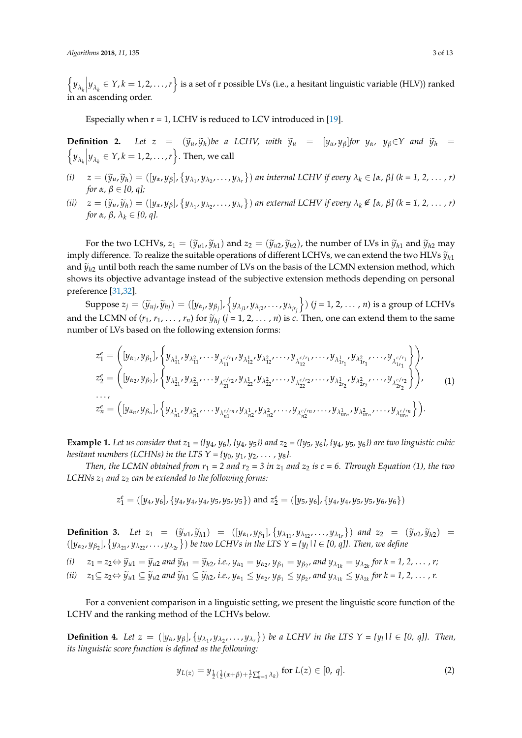$\left\{y_{\lambda_k} \middle| y_{\lambda_k} \in Y, k = 1, 2, \ldots, r\right\}$ is a set of r possible LVs (i.e., a hesitant linguistic variable (HLV)) ranked in an ascending order.

Especially when r = 1, LCHV is reduced to LCV introduced in [19].

**Definition 2.** *Let* $z = (\widetilde{y}_u, \widetilde{y}_h)$ *be a LCHV, with* $\widetilde{y}_u = [y_\alpha, y_\beta]$ *for* $y_\alpha$, $y_\beta \in Y$ *and* $\widetilde{y}_h = \left\{y_{\lambda_k} \middle| y_{\lambda_k} \in Y, k = 1, 2, \ldots, r\right\}$. Then, we call

*(i)* $z = (\widetilde{y}_u, \widetilde{y}_h) = \left([y_\alpha, y_\beta], \{y_{\lambda_1}, y_{\lambda_2}, \ldots, y_{\lambda_r}\}\right)$ *an internal LCHV if every* $\lambda_k \in [\alpha, \beta]$ *(k = 1, 2, ..., r) for* $\alpha, \beta \in [0, q]$;

*(ii)* $z = (\widetilde{y}_u, \widetilde{y}_h) = \left([y_\alpha, y_\beta], \{y_{\lambda_1}, y_{\lambda_2}, \ldots, y_{\lambda_r}\}\right)$ *an external LCHV if every* $\lambda_k \notin [\alpha, \beta]$ *(k = 1, 2, ..., r) for* $\alpha, \beta, \lambda_k \in [0, q]$.

For the two LCHVs, $z_1 = (\widetilde{y}_{u1}, \widetilde{y}_{h1})$ and $z_2 = (\widetilde{y}_{u2}, \widetilde{y}_{h2})$, the number of LVs in $\widetilde{y}_{h1}$ and $\widetilde{y}_{h2}$ may imply difference. To realize the suitable operations of different LCHVs, we can extend the two HLVs $\widetilde{y}_{h1}$ and $\widetilde{y}_{h2}$ until both reach the same number of LVs on the basis of the LCMN extension method, which shows its objective advantage instead of the subjective extension methods depending on personal preference [31,32].

Suppose $z_j = (\widetilde{y}_{uj}, \widetilde{y}_{hj}) = \left([y_{\alpha_j}, y_{\beta_j}], \left\{y_{\lambda_{j1}}, y_{\lambda_{j2}}, \ldots, y_{\lambda_{jr_j}}\right\}\right)$ $(j = 1, 2, \ldots, n)$ is a group of LCHVs and the LCMN of $(r_1, r_1, \ldots, r_n)$ for $\widetilde{y}_{hj}$ $(j = 1, 2, \ldots, n)$ is $c$. Then, one can extend them to the same number of LVs based on the following extension forms:

$$
\begin{aligned}
z_1^e &= \left([y_{\alpha_1}, y_{\beta_1}], \left\{y_{\lambda_{11}^1}, y_{\lambda_{11}^2}, \ldots y_{\lambda_{11}^{c/r_1}}, y_{\lambda_{12}^1}, y_{\lambda_{12}^2}, \ldots, y_{\lambda_{12}^{c/r_1}}, \ldots, y_{\lambda_{1r_1}^1}, y_{\lambda_{1r_1}^2}, \ldots, y_{\lambda_{1r_1}^{c/r_1}}\right\}\right), \\
z_2^e &= \left([y_{\alpha_2}, y_{\beta_2}], \left\{y_{\lambda_{21}^1}, y_{\lambda_{21}^2}, \ldots y_{\lambda_{21}^{c/r_2}}, y_{\lambda_{22}^1}, y_{\lambda_{22}^2}, \ldots, y_{\lambda_{22}^{c/r_2}}, \ldots, y_{\lambda_{2r_2}^1}, y_{\lambda_{2r_2}^2}, \ldots, y_{\lambda_{2r_2}^{c/r_2}}\right\}\right), \\
&\ldots, \\
z_n^e &= \left([y_{\alpha_n}, y_{\beta_n}], \left\{y_{\lambda_{n1}^1}, y_{\lambda_{n1}^2}, \ldots y_{\lambda_{n1}^{c/r_n}}, y_{\lambda_{n2}^1}, y_{\lambda_{n2}^2}, \ldots, y_{\lambda_{n2}^{c/r_n}}, \ldots, y_{\lambda_{nrn}^1}, y_{\lambda_{nrn}^2}, \ldots, y_{\lambda_{nrn}^{c/r_n}}\right\}\right).
\end{aligned}
\tag{1}
$$

**Example 1.** *Let us consider that* $z_1 = ([y_4, y_6], \{y_4, y_5\})$ *and* $z_2 = ([y_5, y_6], \{y_4, y_5, y_6\})$ *are two linguistic cubic hesitant numbers (LCHNs) in the LTS* $Y = \{y_0, y_1, y_2, \ldots, y_8\}$.

*Then, the LCMN obtained from* $r_1 = 2$ *and* $r_2 = 3$ *in* $z_1$ *and* $z_2$ *is* $c = 6$. *Through Equation (1), the two LCHNs* $z_1$ *and* $z_2$ *can be extended to the following forms:*

$$z_1^e = ([y_4, y_6], \{y_4, y_4, y_4, y_5, y_5, y_5\}) \text{ and } z_2^e = ([y_5, y_6], \{y_4, y_4, y_5, y_5, y_6, y_6\})$$

**Definition 3.** *Let* $z_1 = (\widetilde{y}_{u1}, \widetilde{y}_{h1}) = \left([y_{\alpha_1}, y_{\beta_1}], \{y_{\lambda_{11}}, y_{\lambda_{12}}, \ldots, y_{\lambda_{1r}}\}\right)$ *and* $z_2 = (\widetilde{y}_{u2}, \widetilde{y}_{h2}) = \left([y_{\alpha_2}, y_{\beta_2}], \{y_{\lambda_{21}}, y_{\lambda_{22}}, \ldots, y_{\lambda_{2r}}\}\right)$ *be two LCHVs in the LTS* $Y = \{y_l \mid l \in [0, q]\}$. *Then, we define*

*(i)* $z_1 = z_2 \Leftrightarrow \widetilde{y}_{u1} = \widetilde{y}_{u2}$ *and* $\widetilde{y}_{h1} = \widetilde{y}_{h2}$, *i.e.,* $y_{\alpha_1} = y_{\alpha_2}$, $y_{\beta_1} = y_{\beta_2}$, *and* $y_{\lambda_{1k}} = y_{\lambda_{2k}}$ *for k = 1, 2, ..., r;*

*(ii)* $z_1 \subseteq z_2 \Leftrightarrow \widetilde{y}_{u1} \subseteq \widetilde{y}_{u2}$ *and* $\widetilde{y}_{h1} \subseteq \widetilde{y}_{h2}$, *i.e.,* $y_{\alpha_1} \leq y_{\alpha_2}$, $y_{\beta_1} \leq y_{\beta_2}$, *and* $y_{\lambda_{1k}} \leq y_{\lambda_{2k}}$ *for k = 1, 2, ..., r.*

For a convenient comparison in a linguistic setting, we present the linguistic score function of the LCHV and the ranking method of the LCHVs below.

**Definition 4.** *Let* $z = \left([y_\alpha, y_\beta], \{y_{\lambda_1}, y_{\lambda_2}, \ldots, y_{\lambda_r}\}\right)$ *be a LCHV in the LTS* $Y = \{y_l \mid l \in [0, q]\}$. *Then, its linguistic score function is defined as the following:*

$$y_{L(z)} = y_{\frac{1}{2}\left(\frac{1}{2}(\alpha+\beta) + \frac{1}{r}\sum_{k=1}^{r}\lambda_k\right)} \text{ for } L(z) \in [0, q]. \tag{2}$$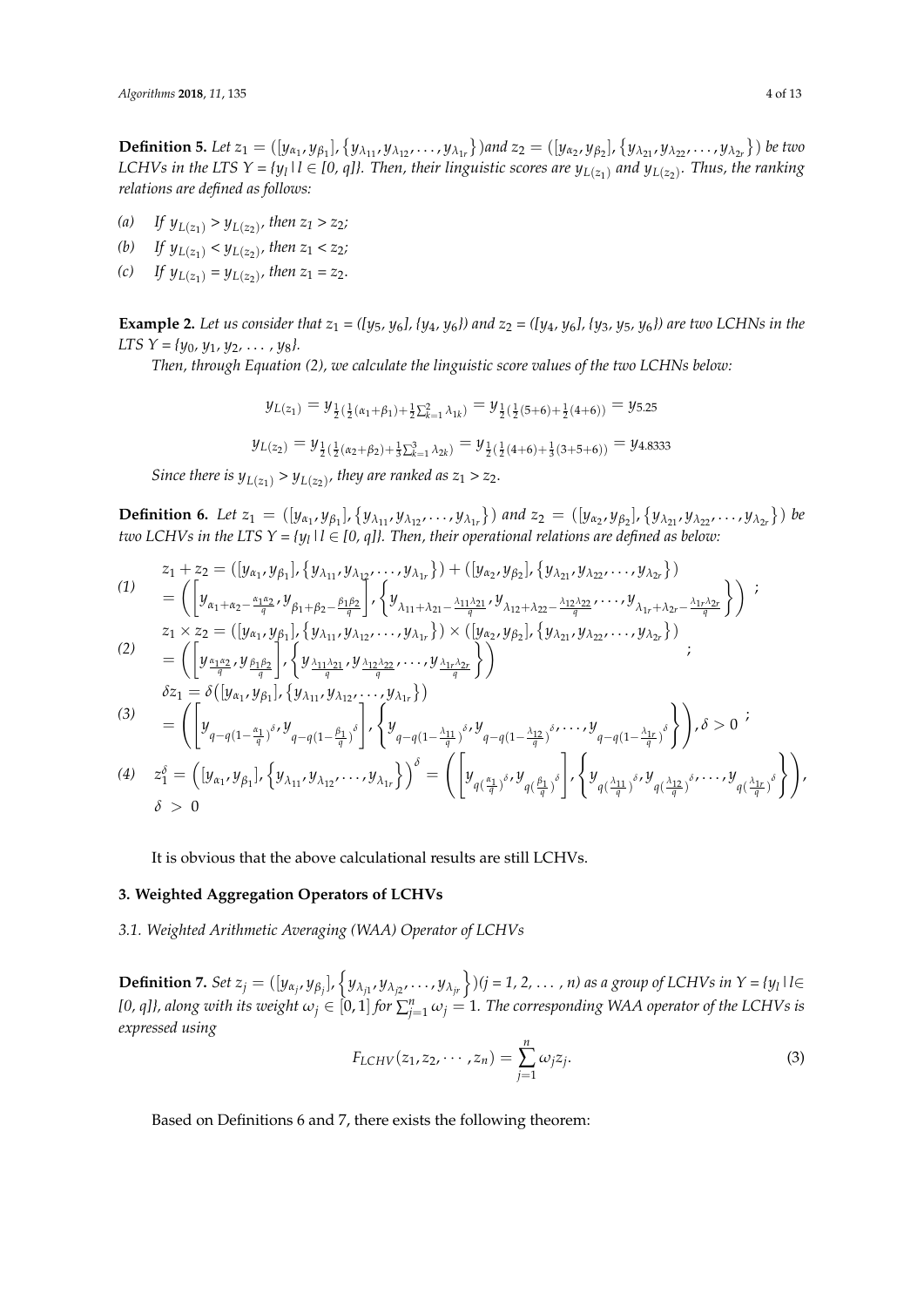**Definition 5.** *Let* $z_1 = ([y_{\alpha_1}, y_{\beta_1}], \{y_{\lambda_{11}}, y_{\lambda_{12}}, \ldots, y_{\lambda_{1r}}\})$ *and* $z_2 = ([y_{\alpha_2}, y_{\beta_2}], \{y_{\lambda_{21}}, y_{\lambda_{22}}, \ldots, y_{\lambda_{2r}}\})$ *be two LCHVs in the LTS Y = {$y_l$ | $l \in [0, q]$}. Then, their linguistic scores are* $y_{L(z_1)}$ *and* $y_{L(z_2)}$*. Thus, the ranking relations are defined as follows:*

*(a)* *If* $y_{L(z_1)} > y_{L(z_2)}$*, then* $z_1 > z_2$*;*

*(b)* *If* $y_{L(z_1)} < y_{L(z_2)}$*, then* $z_1 < z_2$*;*

*(c)* *If* $y_{L(z_1)} = y_{L(z_2)}$*, then* $z_1 = z_2$*.*

**Example 2.** *Let us consider that* $z_1 = ([y_5, y_6], \{y_4, y_6\})$ *and* $z_2 = ([y_4, y_6], \{y_3, y_5, y_6\})$ *are two LCHNs in the LTS* $Y = \{y_0, y_1, y_2, \ldots, y_8\}$*.*

*Then, through Equation (2), we calculate the linguistic score values of the two LCHNs below:*

$$y_{L(z_1)} = y_{\frac{1}{2}\left(\frac{1}{2}(\alpha_1+\beta_1)+\frac{1}{2}\sum_{k=1}^{2}\lambda_{1k}\right)} = y_{\frac{1}{2}\left(\frac{1}{2}(5+6)+\frac{1}{2}(4+6)\right)} = y_{5.25}$$

$$y_{L(z_2)} = y_{\frac{1}{2}\left(\frac{1}{2}(\alpha_2+\beta_2)+\frac{1}{3}\sum_{k=1}^{3}\lambda_{2k}\right)} = y_{\frac{1}{2}\left(\frac{1}{2}(4+6)+\frac{1}{3}(3+5+6)\right)} = y_{4.8333}$$

*Since there is* $y_{L(z_1)} > y_{L(z_2)}$*, they are ranked as* $z_1 > z_2$*.*

**Definition 6.** *Let* $z_1 = ([y_{\alpha_1}, y_{\beta_1}], \{y_{\lambda_{11}}, y_{\lambda_{12}}, \ldots, y_{\lambda_{1r}}\})$ *and* $z_2 = ([y_{\alpha_2}, y_{\beta_2}], \{y_{\lambda_{21}}, y_{\lambda_{22}}, \ldots, y_{\lambda_{2r}}\})$ *be two LCHVs in the LTS Y = {$y_l$ | $l \in [0, q]$}. Then, their operational relations are defined as below:*

(1)
$$\begin{aligned} z_1 + z_2 &= ([y_{\alpha_1}, y_{\beta_1}], \{y_{\lambda_{11}}, y_{\lambda_{12}}, \ldots, y_{\lambda_{1r}}\}) + ([y_{\alpha_2}, y_{\beta_2}], \{y_{\lambda_{21}}, y_{\lambda_{22}}, \ldots, y_{\lambda_{2r}}\}) \\ &= \left( \left[ y_{\alpha_1+\alpha_2-\frac{\alpha_1\alpha_2}{q}}, y_{\beta_1+\beta_2-\frac{\beta_1\beta_2}{q}} \right], \left\{ y_{\lambda_{11}+\lambda_{21}-\frac{\lambda_{11}\lambda_{21}}{q}}, y_{\lambda_{12}+\lambda_{22}-\frac{\lambda_{12}\lambda_{22}}{q}}, \ldots, y_{\lambda_{1r}+\lambda_{2r}-\frac{\lambda_{1r}\lambda_{2r}}{q}} \right\} \right); \end{aligned}$$

(2)
$$\begin{aligned} z_1 \times z_2 &= ([y_{\alpha_1}, y_{\beta_1}], \{y_{\lambda_{11}}, y_{\lambda_{12}}, \ldots, y_{\lambda_{1r}}\}) \times ([y_{\alpha_2}, y_{\beta_2}], \{y_{\lambda_{21}}, y_{\lambda_{22}}, \ldots, y_{\lambda_{2r}}\}) \\ &= \left( \left[ y_{\frac{\alpha_1\alpha_2}{q}}, y_{\frac{\beta_1\beta_2}{q}} \right], \left\{ y_{\frac{\lambda_{11}\lambda_{21}}{q}}, y_{\frac{\lambda_{12}\lambda_{22}}{q}}, \ldots, y_{\frac{\lambda_{1r}\lambda_{2r}}{q}} \right\} \right); \end{aligned}$$

(3)
$$\begin{aligned} \delta z_1 &= \delta([y_{\alpha_1}, y_{\beta_1}], \{y_{\lambda_{11}}, y_{\lambda_{12}}, \ldots, y_{\lambda_{1r}}\}) \\ &= \left( \left[ y_{q-q\left(1-\frac{\alpha_1}{q}\right)^{\delta}}, y_{q-q\left(1-\frac{\beta_1}{q}\right)^{\delta}} \right], \left\{ y_{q-q\left(1-\frac{\lambda_{11}}{q}\right)^{\delta}}, y_{q-q\left(1-\frac{\lambda_{12}}{q}\right)^{\delta}}, \ldots, y_{q-q\left(1-\frac{\lambda_{1r}}{q}\right)^{\delta}} \right\} \right), \delta > 0; \end{aligned}$$

(4)
$$z_1^{\delta} = \left( [y_{\alpha_1}, y_{\beta_1}], \{y_{\lambda_{11}}, y_{\lambda_{12}}, \ldots, y_{\lambda_{1r}}\} \right)^{\delta} = \left( \left[ y_{q\left(\frac{\alpha_1}{q}\right)^{\delta}}, y_{q\left(\frac{\beta_1}{q}\right)^{\delta}} \right], \left\{ y_{q\left(\frac{\lambda_{11}}{q}\right)^{\delta}}, y_{q\left(\frac{\lambda_{12}}{q}\right)^{\delta}}, \ldots, y_{q\left(\frac{\lambda_{1r}}{q}\right)^{\delta}} \right\} \right), \delta > 0$$

It is obvious that the above calculational results are still LCHVs.

## 3. Weighted Aggregation Operators of LCHVs

### *3.1. Weighted Arithmetic Averaging (WAA) Operator of LCHVs*

**Definition 7.** *Set* $z_j = ([y_{\alpha_j}, y_{\beta_j}], \{y_{\lambda_{j1}}, y_{\lambda_{j2}}, \ldots, y_{\lambda_{jr}}\})$ *(j = 1, 2, ..., n) as a group of LCHVs in Y = {$y_l$ | $l \in [0, q]$}, along with its weight* $\omega_j \in [0, 1]$ *for* $\sum_{j=1}^{n} \omega_j = 1$*. The corresponding WAA operator of the LCHVs is expressed using*

$$F_{LCHV}(z_1, z_2, \cdots, z_n) = \sum_{j=1}^{n} \omega_j z_j. \tag{3}$$

Based on Definitions 6 and 7, there exists the following theorem: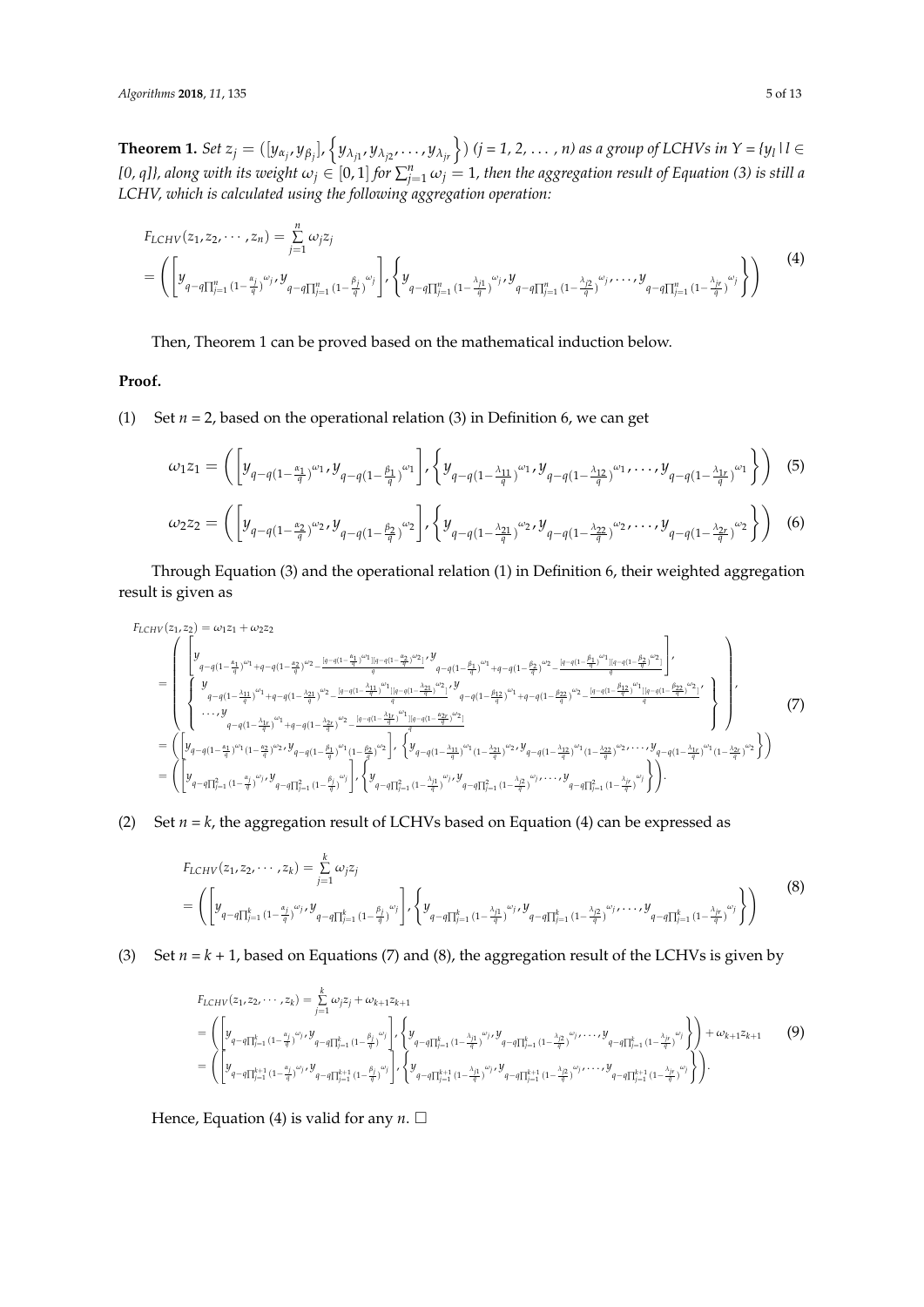**Theorem 1.** *Set* $z_j = ([y_{\alpha_j}, y_{\beta_j}], \{y_{\lambda_{j1}}, y_{\lambda_{j2}}, \ldots, y_{\lambda_{jr}}\})$ *(j = 1, 2, ..., n) as a group of LCHVs in Y = {$y_l$ | l ∈ [0, q]}, along with its weight* $\omega_j \in [0,1]$ *for* $\sum_{j=1}^{n} \omega_j = 1$*, then the aggregation result of Equation (3) is still a LCHV, which is calculated using the following aggregation operation:*

$$
\begin{aligned}
&F_{LCHV}(z_1, z_2, \cdots, z_n) = \sum_{j=1}^{n} \omega_j z_j \\
&= \left( \left[ y_{q-q\prod_{j=1}^{n}(1-\frac{\alpha_j}{q})^{\omega_j}}, y_{q-q\prod_{j=1}^{n}(1-\frac{\beta_j}{q})^{\omega_j}} \right], \left\{ y_{q-q\prod_{j=1}^{n}(1-\frac{\lambda_{j1}}{q})^{\omega_j}}, y_{q-q\prod_{j=1}^{n}(1-\frac{\lambda_{j2}}{q})^{\omega_j}}, \ldots, y_{q-q\prod_{j=1}^{n}(1-\frac{\lambda_{jr}}{q})^{\omega_j}} \right\} \right)
\end{aligned}
\tag{4}
$$

Then, Theorem 1 can be proved based on the mathematical induction below.

**Proof.**

(1) Set $n = 2$, based on the operational relation (3) in Definition 6, we can get

$$
\omega_1 z_1 = \left( \left[ y_{q-q(1-\frac{\alpha_1}{q})^{\omega_1}}, y_{q-q(1-\frac{\beta_1}{q})^{\omega_1}} \right], \left\{ y_{q-q(1-\frac{\lambda_{11}}{q})^{\omega_1}}, y_{q-q(1-\frac{\lambda_{12}}{q})^{\omega_1}}, \ldots, y_{q-q(1-\frac{\lambda_{1r}}{q})^{\omega_1}} \right\} \right) \tag{5}
$$

$$
\omega_2 z_2 = \left( \left[ y_{q-q(1-\frac{\alpha_2}{q})^{\omega_2}}, y_{q-q(1-\frac{\beta_2}{q})^{\omega_2}} \right], \left\{ y_{q-q(1-\frac{\lambda_{21}}{q})^{\omega_2}}, y_{q-q(1-\frac{\lambda_{22}}{q})^{\omega_2}}, \ldots, y_{q-q(1-\frac{\lambda_{2r}}{q})^{\omega_2}} \right\} \right) \tag{6}
$$

Through Equation (3) and the operational relation (1) in Definition 6, their weighted aggregation result is given as

$$
\begin{aligned}
&F_{LCHV}(z_1, z_2) = \omega_1 z_1 + \omega_2 z_2 \\
&= \left( \begin{array}{l}
\left[ y_{q-q(1-\frac{\alpha_1}{q})^{\omega_1} + q-q(1-\frac{\alpha_2}{q})^{\omega_2} - \frac{[q-q(1-\frac{\alpha_1}{q})^{\omega_1}][q-q(1-\frac{\alpha_2}{q})^{\omega_2}]}{q}}, y_{q-q(1-\frac{\beta_1}{q})^{\omega_1} + q-q(1-\frac{\beta_2}{q})^{\omega_2} - \frac{[q-q(1-\frac{\beta_1}{q})^{\omega_1}][q-q(1-\frac{\beta_2}{q})^{\omega_2}]}{q}} \right], \\
\left\{ \begin{array}{l}
y_{q-q(1-\frac{\lambda_{11}}{q})^{\omega_1} + q-q(1-\frac{\lambda_{21}}{q})^{\omega_2} - \frac{[q-q(1-\frac{\lambda_{11}}{q})^{\omega_1}][q-q(1-\frac{\lambda_{21}}{q})^{\omega_2}]}{q}}, y_{q-q(1-\frac{\lambda_{12}}{q})^{\omega_1} + q-q(1-\frac{\lambda_{22}}{q})^{\omega_2} - \frac{[q-q(1-\frac{\lambda_{12}}{q})^{\omega_1}][q-q(1-\frac{\lambda_{22}}{q})^{\omega_2}]}{q}}, \\
\ldots, y_{q-q(1-\frac{\lambda_{1r}}{q})^{\omega_1} + q-q(1-\frac{\lambda_{2r}}{q})^{\omega_2} - \frac{[q-q(1-\frac{\lambda_{1r}}{q})^{\omega_1}][q-q(1-\frac{\lambda_{2r}}{q})^{\omega_2}]}{q}}
\end{array} \right\}
\end{array} \right), \\
&= \left( \left[ y_{q-q(1-\frac{\alpha_1}{q})^{\omega_1}(1-\frac{\alpha_2}{q})^{\omega_2}}, y_{q-q(1-\frac{\beta_1}{q})^{\omega_1}(1-\frac{\beta_2}{q})^{\omega_2}} \right], \left\{ y_{q-q(1-\frac{\lambda_{11}}{q})^{\omega_1}(1-\frac{\lambda_{21}}{q})^{\omega_2}}, y_{q-q(1-\frac{\lambda_{12}}{q})^{\omega_1}(1-\frac{\lambda_{22}}{q})^{\omega_2}}, \ldots, y_{q-q(1-\frac{\lambda_{1r}}{q})^{\omega_1}(1-\frac{\lambda_{2r}}{q})^{\omega_2}} \right\} \right) \\
&= \left( \left[ y_{q-q\prod_{j=1}^{2}(1-\frac{\alpha_j}{q})^{\omega_j}}, y_{q-q\prod_{j=1}^{2}(1-\frac{\beta_j}{q})^{\omega_j}} \right], \left\{ y_{q-q\prod_{j=1}^{2}(1-\frac{\lambda_{j1}}{q})^{\omega_j}}, y_{q-q\prod_{j=1}^{2}(1-\frac{\lambda_{j2}}{q})^{\omega_j}}, \ldots, y_{q-q\prod_{j=1}^{2}(1-\frac{\lambda_{jr}}{q})^{\omega_j}} \right\} \right).
\end{aligned}
\tag{7}
$$

(2) Set $n = k$, the aggregation result of LCHVs based on Equation (4) can be expressed as

$$
\begin{aligned}
&F_{LCHV}(z_1, z_2, \cdots, z_k) = \sum_{j=1}^{k} \omega_j z_j \\
&= \left( \left[ y_{q-q\prod_{j=1}^{k}(1-\frac{\alpha_j}{q})^{\omega_j}}, y_{q-q\prod_{j=1}^{k}(1-\frac{\beta_j}{q})^{\omega_j}} \right], \left\{ y_{q-q\prod_{j=1}^{k}(1-\frac{\lambda_{j1}}{q})^{\omega_j}}, y_{q-q\prod_{j=1}^{k}(1-\frac{\lambda_{j2}}{q})^{\omega_j}}, \ldots, y_{q-q\prod_{j=1}^{k}(1-\frac{\lambda_{jr}}{q})^{\omega_j}} \right\} \right)
\end{aligned}
\tag{8}
$$

(3) Set $n = k + 1$, based on Equations (7) and (8), the aggregation result of the LCHVs is given by

$$
\begin{aligned}
&F_{LCHV}(z_1, z_2, \cdots, z_k) = \sum_{j=1}^{k} \omega_j z_j + \omega_{k+1} z_{k+1} \\
&= \left( \left[ y_{q-q\prod_{j=1}^{k}(1-\frac{\alpha_j}{q})^{\omega_j}}, y_{q-q\prod_{j=1}^{k}(1-\frac{\beta_j}{q})^{\omega_j}} \right], \left\{ y_{q-q\prod_{j=1}^{k}(1-\frac{\lambda_{j1}}{q})^{\omega_j}}, y_{q-q\prod_{j=1}^{k}(1-\frac{\lambda_{j2}}{q})^{\omega_j}}, \ldots, y_{q-q\prod_{j=1}^{k}(1-\frac{\lambda_{jr}}{q})^{\omega_j}} \right\} \right) + \omega_{k+1} z_{k+1} \\
&= \left( \left[ y_{q-q\prod_{j=1}^{k+1}(1-\frac{\alpha_j}{q})^{\omega_j}}, y_{q-q\prod_{j=1}^{k+1}(1-\frac{\beta_j}{q})^{\omega_j}} \right], \left\{ y_{q-q\prod_{j=1}^{k+1}(1-\frac{\lambda_{j1}}{q})^{\omega_j}}, y_{q-q\prod_{j=1}^{k+1}(1-\frac{\lambda_{j2}}{q})^{\omega_j}}, \ldots, y_{q-q\prod_{j=1}^{k+1}(1-\frac{\lambda_{jr}}{q})^{\omega_j}} \right\} \right).
\end{aligned}
\tag{9}
$$

Hence, Equation (4) is valid for any $n$. □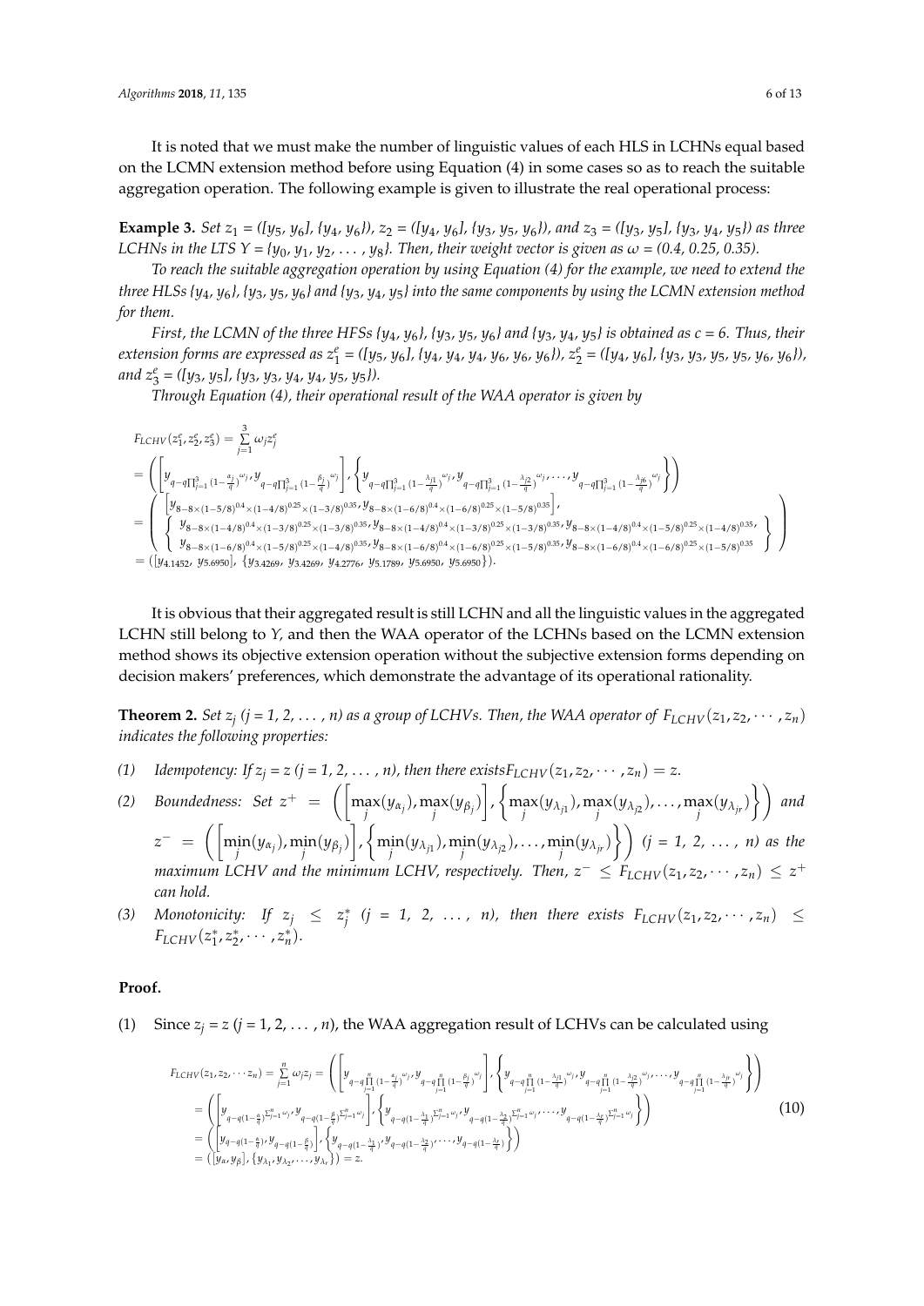It is noted that we must make the number of linguistic values of each HLS in LCHNs equal based on the LCMN extension method before using Equation (4) in some cases so as to reach the suitable aggregation operation. The following example is given to illustrate the real operational process:

**Example 3.** *Set $z_1$ = ([$y_5$, $y_6$], {$y_4$, $y_6$}), $z_2$ = ([$y_4$, $y_6$], {$y_3$, $y_5$, $y_6$}), and $z_3$ = ([$y_3$, $y_5$], {$y_3$, $y_4$, $y_5$}) as three LCHNs in the LTS Y = {$y_0$, $y_1$, $y_2$, ... , $y_8$}. Then, their weight vector is given as ω = (0.4, 0.25, 0.35).*

*To reach the suitable aggregation operation by using Equation (4) for the example, we need to extend the three HLSs {$y_4$, $y_6$}, {$y_3$, $y_5$, $y_6$} and {$y_3$, $y_4$, $y_5$} into the same components by using the LCMN extension method for them.*

*First, the LCMN of the three HFSs {$y_4$, $y_6$}, {$y_3$, $y_5$, $y_6$} and {$y_3$, $y_4$, $y_5$} is obtained as c = 6. Thus, their extension forms are expressed as $z_1^e$ = ([$y_5$, $y_6$], {$y_4$, $y_4$, $y_4$, $y_6$, $y_6$, $y_6$}), $z_2^e$ = ([$y_4$, $y_6$], {$y_3$, $y_3$, $y_5$, $y_5$, $y_6$, $y_6$}), and $z_3^e$ = ([$y_3$, $y_5$], {$y_3$, $y_3$, $y_4$, $y_4$, $y_5$, $y_5$}).*

*Through Equation (4), their operational result of the WAA operator is given by*

$$
\begin{aligned}
&F_{LCHV}(z_1^e, z_2^e, z_3^e) = \sum_{j=1}^{3} \omega_j z_j^e \\
&= \left( \left[ y_{q-q\prod_{j=1}^{3}(1-\frac{\alpha_j}{q})^{\omega_j}}, y_{q-q\prod_{j=1}^{3}(1-\frac{\beta_j}{q})^{\omega_j}} \right], \left\{ y_{q-q\prod_{j=1}^{3}(1-\frac{\lambda_{j1}}{q})^{\omega_j}}, y_{q-q\prod_{j=1}^{3}(1-\frac{\lambda_{j2}}{q})^{\omega_j}}, \ldots, y_{q-q\prod_{j=1}^{3}(1-\frac{\lambda_{j6}}{q})^{\omega_j}} \right\} \right) \\
&= \left( \begin{array}{l} \left[ y_{8-8\times(1-5/8)^{0.4}\times(1-4/8)^{0.25}\times(1-3/8)^{0.35}}, y_{8-8\times(1-6/8)^{0.4}\times(1-6/8)^{0.25}\times(1-5/8)^{0.35}} \right], \\ \left\{ \begin{array}{l} y_{8-8\times(1-4/8)^{0.4}\times(1-3/8)^{0.25}\times(1-3/8)^{0.35}}, y_{8-8\times(1-4/8)^{0.4}\times(1-3/8)^{0.25}\times(1-3/8)^{0.35}}, y_{8-8\times(1-4/8)^{0.4}\times(1-5/8)^{0.25}\times(1-4/8)^{0.35}}, \\ y_{8-8\times(1-6/8)^{0.4}\times(1-5/8)^{0.25}\times(1-4/8)^{0.35}}, y_{8-8\times(1-6/8)^{0.4}\times(1-6/8)^{0.25}\times(1-5/8)^{0.35}}, y_{8-8\times(1-6/8)^{0.4}\times(1-6/8)^{0.25}\times(1-5/8)^{0.35}} \end{array} \right\} \end{array} \right) \\
&= ([y_{4.1452}, y_{5.6950}], \{y_{3.4269}, y_{3.4269}, y_{4.2776}, y_{5.1789}, y_{5.6950}, y_{5.6950}\}).
\end{aligned}
$$

It is obvious that their aggregated result is still LCHN and all the linguistic values in the aggregated LCHN still belong to *Y*, and then the WAA operator of the LCHNs based on the LCMN extension method shows its objective extension operation without the subjective extension forms depending on decision makers' preferences, which demonstrate the advantage of its operational rationality.

**Theorem 2.** *Set $z_j$ (j = 1, 2, ... , n) as a group of LCHVs. Then, the WAA operator of $F_{LCHV}(z_1, z_2, \cdots, z_n)$ indicates the following properties:*

*(1) Idempotency: If $z_j = z$ (j = 1, 2, ... , n), then there exists $F_{LCHV}(z_1, z_2, \cdots, z_n) = z$.*

*(2) Boundedness: Set $z^+ = \left( \left[ \max_j(y_{\alpha_j}), \max_j(y_{\beta_j}) \right], \left\{ \max_j(y_{\lambda_{j1}}), \max_j(y_{\lambda_{j2}}), \ldots, \max_j(y_{\lambda_{jr}}) \right\} \right)$ and $z^- = \left( \left[ \min_j(y_{\alpha_j}), \min_j(y_{\beta_j}) \right], \left\{ \min_j(y_{\lambda_{j1}}), \min_j(y_{\lambda_{j2}}), \ldots, \min_j(y_{\lambda_{jr}}) \right\} \right)$ (j = 1, 2, ... , n) as the maximum LCHV and the minimum LCHV, respectively. Then, $z^- \le F_{LCHV}(z_1, z_2, \cdots, z_n) \le z^+$ can hold.*

*(3) Monotonicity: If $z_j \le z_j^*$ (j = 1, 2, ... , n), then there exists $F_{LCHV}(z_1, z_2, \cdots, z_n) \le F_{LCHV}(z_1^*, z_2^*, \cdots, z_n^*)$.*

**Proof.**

(1) Since $z_j = z$ (j = 1, 2, ... , n), the WAA aggregation result of LCHVs can be calculated using

$$
\begin{aligned}
F_{LCHV}(z_1, z_2, \cdots z_n) &= \sum_{j=1}^{n} \omega_j z_j = \left( \left[ y_{q-q\prod_{j=1}^{n}(1-\frac{\alpha_j}{q})^{\omega_j}}, y_{q-q\prod_{j=1}^{n}(1-\frac{\beta_j}{q})^{\omega_j}} \right], \left\{ y_{q-q\prod_{j=1}^{n}(1-\frac{\lambda_{j1}}{q})^{\omega_j}}, y_{q-q\prod_{j=1}^{n}(1-\frac{\lambda_{j2}}{q})^{\omega_j}}, \ldots, y_{q-q\prod_{j=1}^{n}(1-\frac{\lambda_{jr}}{q})^{\omega_j}} \right\} \right) \\
&= \left( \left[ y_{q-q(1-\frac{\alpha}{q})^{\sum_{j=1}^{n}\omega_j}}, y_{q-q(1-\frac{\beta}{q})^{\sum_{j=1}^{n}\omega_j}} \right], \left\{ y_{q-q(1-\frac{\lambda_1}{q})^{\sum_{j=1}^{n}\omega_j}}, y_{q-q(1-\frac{\lambda_2}{q})^{\sum_{j=1}^{n}\omega_j}}, \ldots, y_{q-q(1-\frac{\lambda_r}{q})^{\sum_{j=1}^{n}\omega_j}} \right\} \right) \\
&= \left( \left[ y_{q-q(1-\frac{\alpha}{q})}, y_{q-q(1-\frac{\beta}{q})} \right], \left\{ y_{q-q(1-\frac{\lambda_1}{q})}, y_{q-q(1-\frac{\lambda_2}{q})}, \ldots, y_{q-q(1-\frac{\lambda_r}{q})} \right\} \right) \\
&= ([y_\alpha, y_\beta], \{y_{\lambda_1}, y_{\lambda_2}, \ldots, y_{\lambda_r}\}) = z.
\end{aligned}
\tag{10}
$$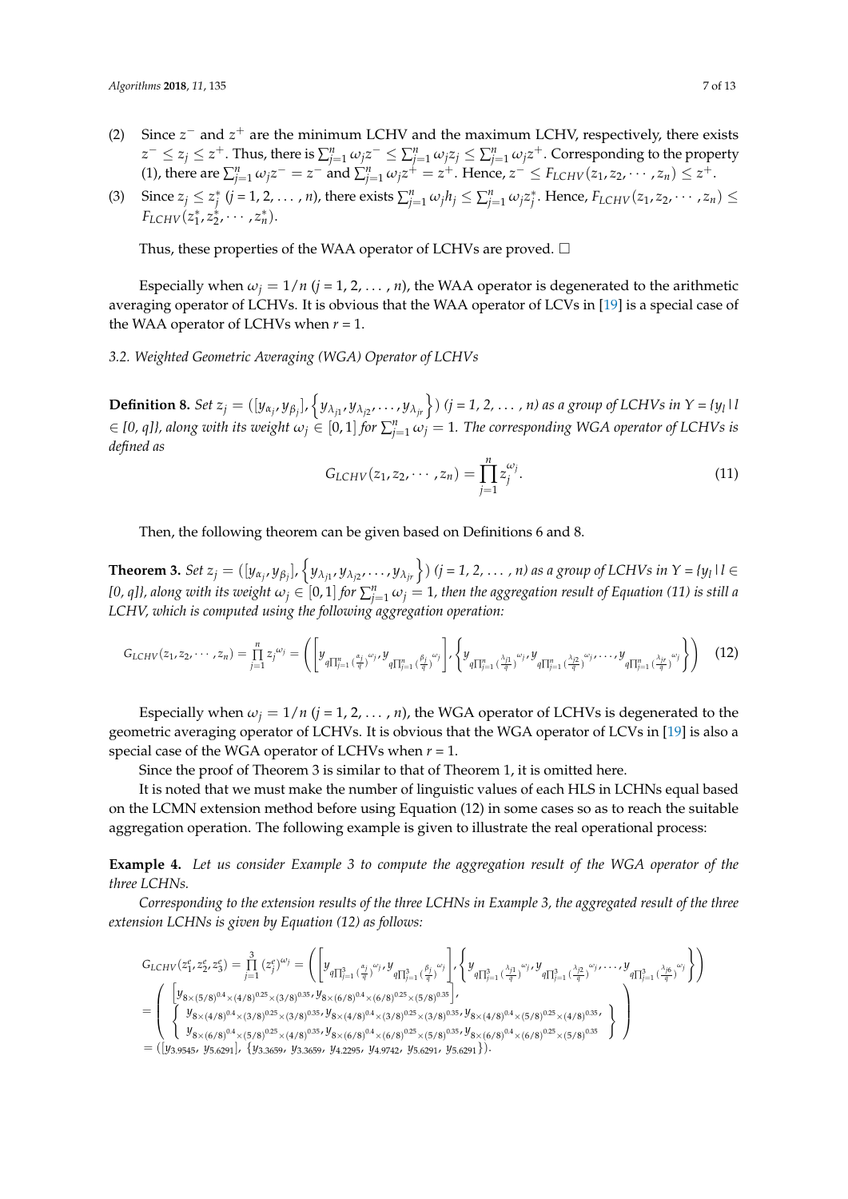(2) Since $z^-$ and $z^+$ are the minimum LCHV and the maximum LCHV, respectively, there exists $z^- \le z_j \le z^+$. Thus, there is $\sum_{j=1}^{n}\omega_j z^- \le \sum_{j=1}^{n}\omega_j z_j \le \sum_{j=1}^{n}\omega_j z^+$. Corresponding to the property (1), there are $\sum_{j=1}^{n}\omega_j z^- = z^-$ and $\sum_{j=1}^{n}\omega_j z^+ = z^+$. Hence, $z^- \le F_{LCHV}(z_1, z_2, \cdots, z_n) \le z^+$.

(3) Since $z_j \le z_j^*$ ($j$ = 1, 2, … , $n$), there exists $\sum_{j=1}^{n}\omega_j h_j \le \sum_{j=1}^{n}\omega_j z_j^*$. Hence, $F_{LCHV}(z_1, z_2, \cdots, z_n) \le F_{LCHV}(z_1^*, z_2^*, \cdots, z_n^*)$.

Thus, these properties of the WAA operator of LCHVs are proved. □

Especially when $\omega_j = 1/n$ ($j$ = 1, 2, … , $n$), the WAA operator is degenerated to the arithmetic averaging operator of LCHVs. It is obvious that the WAA operator of LCVs in [19] is a special case of the WAA operator of LCHVs when $r$ = 1.

### *3.2. Weighted Geometric Averaging (WGA) Operator of LCHVs*

**Definition 8.** *Set $z_j = ([y_{\alpha_j}, y_{\beta_j}], \{y_{\lambda_{j1}}, y_{\lambda_{j2}}, \ldots, y_{\lambda_{jr}}\})$ ($j$ = 1, 2, … , $n$) as a group of LCHVs in $Y = \{y_l \mid l \in [0, q]\}$, along with its weight $\omega_j \in [0,1]$ for $\sum_{j=1}^{n}\omega_j = 1$. The corresponding WGA operator of LCHVs is defined as*

$$G_{LCHV}(z_1, z_2, \cdots, z_n) = \prod_{j=1}^{n} z_j^{\omega_j}. \tag{11}$$

Then, the following theorem can be given based on Definitions 6 and 8.

**Theorem 3.** *Set $z_j = ([y_{\alpha_j}, y_{\beta_j}], \{y_{\lambda_{j1}}, y_{\lambda_{j2}}, \ldots, y_{\lambda_{jr}}\})$ ($j$ = 1, 2, … , $n$) as a group of LCHVs in $Y = \{y_l \mid l \in [0, q]\}$, along with its weight $\omega_j \in [0,1]$ for $\sum_{j=1}^{n}\omega_j = 1$, then the aggregation result of Equation (11) is still a LCHV, which is computed using the following aggregation operation:*

$$G_{LCHV}(z_1, z_2, \cdots, z_n) = \prod_{j=1}^{n} z_j^{\omega_j} = \left(\left[y_{q\prod_{j=1}^{n}\left(\frac{\alpha_j}{q}\right)^{\omega_j}}, y_{q\prod_{j=1}^{n}\left(\frac{\beta_j}{q}\right)^{\omega_j}}\right], \left\{y_{q\prod_{j=1}^{n}\left(\frac{\lambda_{j1}}{q}\right)^{\omega_j}}, y_{q\prod_{j=1}^{n}\left(\frac{\lambda_{j2}}{q}\right)^{\omega_j}}, \ldots, y_{q\prod_{j=1}^{n}\left(\frac{\lambda_{jr}}{q}\right)^{\omega_j}}\right\}\right) \tag{12}$$

Especially when $\omega_j = 1/n$ ($j$ = 1, 2, … , $n$), the WGA operator of LCHVs is degenerated to the geometric averaging operator of LCHVs. It is obvious that the WGA operator of LCVs in [19] is also a special case of the WGA operator of LCHVs when $r$ = 1.

Since the proof of Theorem 3 is similar to that of Theorem 1, it is omitted here.

It is noted that we must make the number of linguistic values of each HLS in LCHNs equal based on the LCMN extension method before using Equation (12) in some cases so as to reach the suitable aggregation operation. The following example is given to illustrate the real operational process:

**Example 4.** *Let us consider Example 3 to compute the aggregation result of the WGA operator of the three LCHNs.*

*Corresponding to the extension results of the three LCHNs in Example 3, the aggregated result of the three extension LCHNs is given by Equation (12) as follows:*

$$\begin{aligned}
G_{LCHV}(z_1^e, z_2^e, z_3^e) &= \prod_{j=1}^{3} (z_j^e)^{\omega_j} = \left(\left[y_{q\prod_{j=1}^{3}\left(\frac{\alpha_j}{q}\right)^{\omega_j}}, y_{q\prod_{j=1}^{3}\left(\frac{\beta_j}{q}\right)^{\omega_j}}\right], \left\{y_{q\prod_{j=1}^{3}\left(\frac{\lambda_{j1}}{q}\right)^{\omega_j}}, y_{q\prod_{j=1}^{3}\left(\frac{\lambda_{j2}}{q}\right)^{\omega_j}}, \ldots, y_{q\prod_{j=1}^{3}\left(\frac{\lambda_{j6}}{q}\right)^{\omega_j}}\right\}\right) \\
&= \left(\begin{array}{c}
\left[y_{8\times(5/8)^{0.4}\times(4/8)^{0.25}\times(3/8)^{0.35}}, y_{8\times(6/8)^{0.4}\times(6/8)^{0.25}\times(5/8)^{0.35}}\right], \\
\left\{\begin{array}{c}
y_{8\times(4/8)^{0.4}\times(3/8)^{0.25}\times(3/8)^{0.35}}, y_{8\times(4/8)^{0.4}\times(3/8)^{0.25}\times(3/8)^{0.35}}, y_{8\times(4/8)^{0.4}\times(5/8)^{0.25}\times(4/8)^{0.35}}, \\
y_{8\times(6/8)^{0.4}\times(5/8)^{0.25}\times(4/8)^{0.35}}, y_{8\times(6/8)^{0.4}\times(6/8)^{0.25}\times(5/8)^{0.35}}, y_{8\times(6/8)^{0.4}\times(6/8)^{0.25}\times(5/8)^{0.35}}
\end{array}\right\}
\end{array}\right) \\
&= ([y_{3.9545}, y_{5.6291}], \{y_{3.3659}, y_{3.3659}, y_{4.2295}, y_{4.9742}, y_{5.6291}, y_{5.6291}\}).
\end{aligned}$$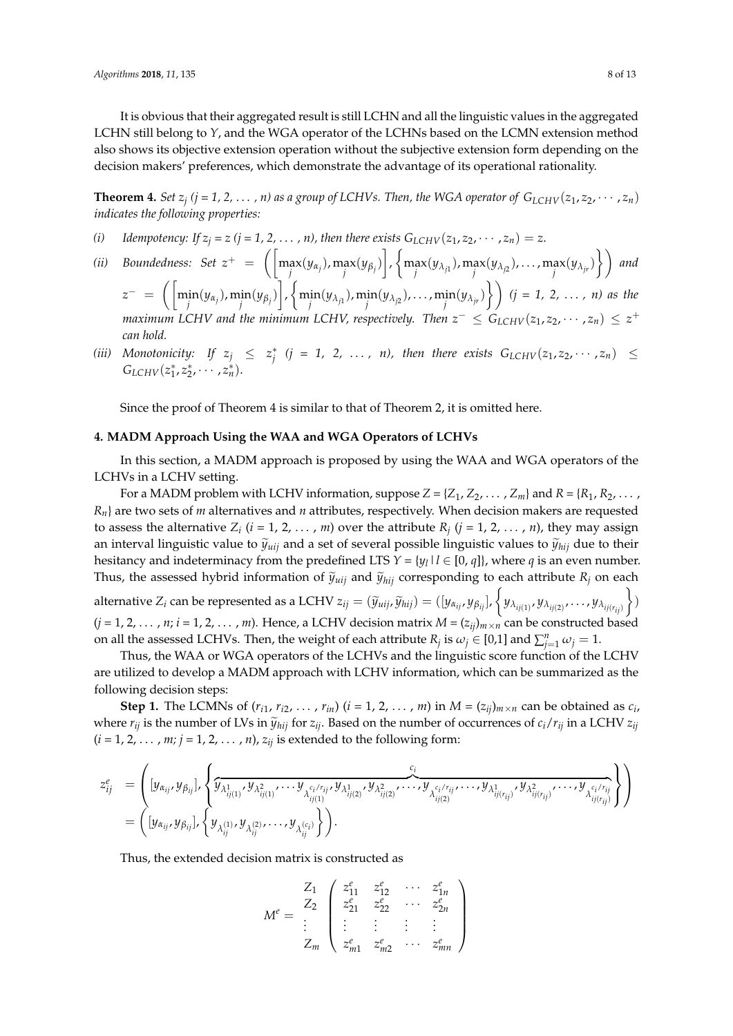It is obvious that their aggregated result is still LCHN and all the linguistic values in the aggregated LCHN still belong to $Y$, and the WGA operator of the LCHNs based on the LCMN extension method also shows its objective extension operation without the subjective extension form depending on the decision makers' preferences, which demonstrate the advantage of its operational rationality.

**Theorem 4.** *Set $z_j$ ($j$ = 1, 2, ... , $n$) as a group of LCHVs. Then, the WGA operator of $G_{LCHV}(z_1, z_2, \cdots, z_n)$ indicates the following properties:*

(i) *Idempotency: If $z_j = z$ ($j$ = 1, 2, ... , $n$), then there exists $G_{LCHV}(z_1, z_2, \cdots, z_n) = z$.*

(ii) *Boundedness: Set $z^+ = \left( \left[ \max_j(y_{\alpha_j}), \max_j(y_{\beta_j}) \right], \left\{ \max_j(y_{\lambda_{j1}}), \max_j(y_{\lambda_{j2}}), \ldots, \max_j(y_{\lambda_{jr}}) \right\} \right)$ and $z^- = \left( \left[ \min_j(y_{\alpha_j}), \min_j(y_{\beta_j}) \right], \left\{ \min_j(y_{\lambda_{j1}}), \min_j(y_{\lambda_{j2}}), \ldots, \min_j(y_{\lambda_{jr}}) \right\} \right)$ ($j$ = 1, 2, ... , $n$) as the maximum LCHV and the minimum LCHV, respectively. Then $z^- \le G_{LCHV}(z_1, z_2, \cdots, z_n) \le z^+$ can hold.*

(iii) *Monotonicity: If $z_j \le z_j^*$ ($j$ = 1, 2, ... , $n$), then there exists $G_{LCHV}(z_1, z_2, \cdots, z_n) \le G_{LCHV}(z_1^*, z_2^*, \cdots, z_n^*)$.*

Since the proof of Theorem 4 is similar to that of Theorem 2, it is omitted here.

## 4. MADM Approach Using the WAA and WGA Operators of LCHVs

In this section, a MADM approach is proposed by using the WAA and WGA operators of the LCHVs in a LCHV setting.

For a MADM problem with LCHV information, suppose $Z = \{Z_1, Z_2, \ldots, Z_m\}$ and $R = \{R_1, R_2, \ldots, R_n\}$ are two sets of $m$ alternatives and $n$ attributes, respectively. When decision makers are requested to assess the alternative $Z_i$ ($i$ = 1, 2, ... , $m$) over the attribute $R_j$ ($j$ = 1, 2, ... , $n$), they may assign an interval linguistic value to $\tilde{y}_{uij}$ and a set of several possible linguistic values to $\tilde{y}_{hij}$ due to their hesitancy and indeterminacy from the predefined LTS $Y = \{y_l \mid l \in [0, q]\}$, where $q$ is an even number. Thus, the assessed hybrid information of $\tilde{y}_{uij}$ and $\tilde{y}_{hij}$ corresponding to each attribute $R_j$ on each alternative $Z_i$ can be represented as a LCHV $z_{ij} = (\tilde{y}_{uij}, \tilde{y}_{hij}) = \left( [y_{\alpha_{ij}}, y_{\beta_{ij}}], \left\{ y_{\lambda_{ij(1)}}, y_{\lambda_{ij(2)}}, \ldots, y_{\lambda_{ij(r_{ij})}} \right\} \right)$ ($j$ = 1, 2, ... , $n$; $i$ = 1, 2, ... , $m$). Hence, a LCHV decision matrix $M = (z_{ij})_{m \times n}$ can be constructed based on all the assessed LCHVs. Then, the weight of each attribute $R_j$ is $\omega_j \in [0,1]$ and $\sum_{j=1}^{n} \omega_j = 1$.

Thus, the WAA or WGA operators of the LCHVs and the linguistic score function of the LCHV are utilized to develop a MADM approach with LCHV information, which can be summarized as the following decision steps:

**Step 1.** The LCMNs of ($r_{i1}$, $r_{i2}$, ... , $r_{in}$) ($i$ = 1, 2, ... , $m$) in $M = (z_{ij})_{m \times n}$ can be obtained as $c_i$, where $r_{ij}$ is the number of LVs in $\tilde{y}_{hij}$ for $z_{ij}$. Based on the number of occurrences of $c_i / r_{ij}$ in a LCHV $z_{ij}$ ($i$ = 1, 2, ... , $m$; $j$ = 1, 2, ... , $n$), $z_{ij}$ is extended to the following form:

$$
\begin{aligned}
z_{ij}^e &= \left( [y_{\alpha_{ij}}, y_{\beta_{ij}}], \left\{ \overbrace{y_{\lambda^1_{ij(1)}}, y_{\lambda^2_{ij(1)}}, \ldots y_{\lambda^{c_i/r_{ij}}_{ij(1)}}, y_{\lambda^1_{ij(2)}}, y_{\lambda^2_{ij(2)}}, \ldots, y_{\lambda^{c_i/r_{ij}}_{ij(2)}}, \ldots, y_{\lambda^1_{ij(r_{ij})}}, y_{\lambda^2_{ij(r_{ij})}}, \ldots, y_{\lambda^{c_i/r_{ij}}_{ij(r_{ij})}}}^{c_i} \right\} \right) \\
&= \left( [y_{\alpha_{ij}}, y_{\beta_{ij}}], \left\{ y_{\lambda^{(1)}_{ij}}, y_{\lambda^{(2)}_{ij}}, \ldots, y_{\lambda^{(c_i)}_{ij}} \right\} \right).
\end{aligned}
$$

Thus, the extended decision matrix is constructed as

$$
M^e = \begin{matrix} Z_1 \\ Z_2 \\ \vdots \\ Z_m \end{matrix} \begin{pmatrix} z_{11}^e & z_{12}^e & \cdots & z_{1n}^e \\ z_{21}^e & z_{22}^e & \cdots & z_{2n}^e \\ \vdots & \vdots & \vdots & \vdots \\ z_{m1}^e & z_{m2}^e & \cdots & z_{mn}^e \end{pmatrix}
$$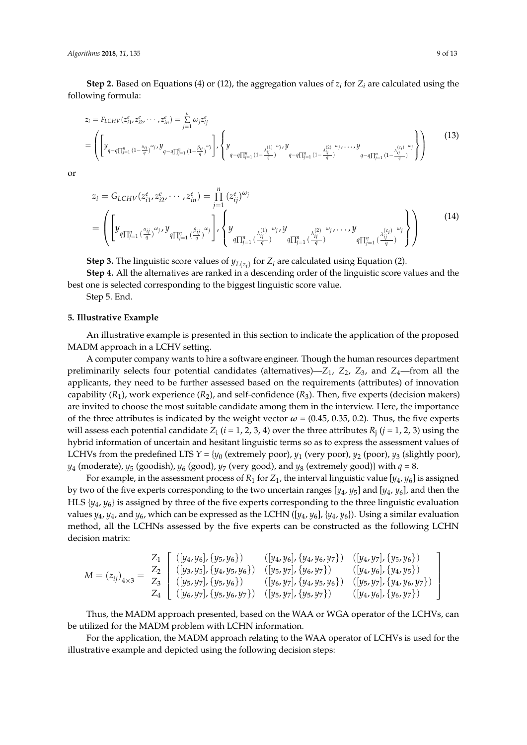**Step 2.** Based on Equations (4) or (12), the aggregation values of $z_i$ for $Z_i$ are calculated using the following formula:

$$
\begin{aligned}
z_i &= F_{LCHV}(z_{i1}^e, z_{i2}^e, \cdots, z_{in}^e) = \sum_{j=1}^{n} \omega_j z_{ij}^e \\
&= \left( \left[ y_{q-q\prod_{j=1}^{n}(1-\frac{\alpha_{ij}}{q})^{\omega_j}}, y_{q-q\prod_{j=1}^{n}(1-\frac{\beta_{ij}}{q})^{\omega_j}} \right], \left\{ y_{q-q\prod_{j=1}^{n}(1-\frac{\lambda_{ij}^{(1)}}{q})^{\omega_j}}, y_{q-q\prod_{j=1}^{n}(1-\frac{\lambda_{ij}^{(2)}}{q})^{\omega_j}}, \ldots, y_{q-q\prod_{j=1}^{n}(1-\frac{\lambda_{ij}^{(c_i)}}{q})^{\omega_j}} \right\} \right)
\end{aligned} \tag{13}
$$

or

$$
\begin{aligned}
z_i &= G_{LCHV}(z_{i1}^e, z_{i2}^e, \cdots, z_{in}^e) = \prod_{j=1}^{n} (z_{ij}^e)^{\omega_j} \\
&= \left( \left[ y_{q\prod_{j=1}^{n}(\frac{\alpha_{ij}}{q})^{\omega_j}}, y_{q\prod_{j=1}^{n}(\frac{\beta_{ij}}{q})^{\omega_j}} \right], \left\{ y_{q\prod_{j=1}^{n}(\frac{\lambda_{ij}^{(1)}}{q})^{\omega_j}}, y_{q\prod_{j=1}^{n}(\frac{\lambda_{ij}^{(2)}}{q})^{\omega_j}}, \ldots, y_{q\prod_{j=1}^{n}(\frac{\lambda_{ij}^{(c_i)}}{q})^{\omega_j}} \right\} \right)
\end{aligned} \tag{14}
$$

**Step 3.** The linguistic score values of $y_{L(z_i)}$ for $Z_i$ are calculated using Equation (2).

**Step 4.** All the alternatives are ranked in a descending order of the linguistic score values and the best one is selected corresponding to the biggest linguistic score value.

Step 5. End.

## 5. Illustrative Example

An illustrative example is presented in this section to indicate the application of the proposed MADM approach in a LCHV setting.

A computer company wants to hire a software engineer. Though the human resources department preliminarily selects four potential candidates (alternatives)—$Z_1$, $Z_2$, $Z_3$, and $Z_4$—from all the applicants, they need to be further assessed based on the requirements (attributes) of innovation capability ($R_1$), work experience ($R_2$), and self-confidence ($R_3$). Then, five experts (decision makers) are invited to choose the most suitable candidate among them in the interview. Here, the importance of the three attributes is indicated by the weight vector $\boldsymbol{\omega}$ = (0.45, 0.35, 0.2). Thus, the five experts will assess each potential candidate $Z_i$ ($i$ = 1, 2, 3, 4) over the three attributes $R_j$ ($j$ = 1, 2, 3) using the hybrid information of uncertain and hesitant linguistic terms so as to express the assessment values of LCHVs from the predefined LTS $Y$ = {$y_0$ (extremely poor), $y_1$ (very poor), $y_2$ (poor), $y_3$ (slightly poor), $y_4$ (moderate), $y_5$ (goodish), $y_6$ (good), $y_7$ (very good), and $y_8$ (extremely good)} with $q$ = 8.

For example, in the assessment process of $R_1$ for $Z_1$, the interval linguistic value [$y_4$, $y_6$] is assigned by two of the five experts corresponding to the two uncertain ranges [$y_4$, $y_5$] and [$y_4$, $y_6$], and then the HLS {$y_4$, $y_6$} is assigned by three of the five experts corresponding to the three linguistic evaluation values $y_4$, $y_4$, and $y_6$, which can be expressed as the LCHN ([$y_4$, $y_6$], {$y_4$, $y_6$}). Using a similar evaluation method, all the LCHNs assessed by the five experts can be constructed as the following LCHN decision matrix:

$$
M = (z_{ij})_{4\times 3} = \begin{array}{c} Z_1 \\ Z_2 \\ Z_3 \\ Z_4 \end{array} \begin{bmatrix} ([y_4, y_6], \{y_5, y_6\}) & ([y_4, y_6], \{y_4, y_6, y_7\}) & ([y_4, y_7], \{y_5, y_6\}) \\ ([y_3, y_5], \{y_4, y_5, y_6\}) & ([y_5, y_7], \{y_6, y_7\}) & ([y_4, y_6], \{y_4, y_5\}) \\ ([y_5, y_7], \{y_5, y_6\}) & ([y_6, y_7], \{y_4, y_5, y_6\}) & ([y_5, y_7], \{y_4, y_6, y_7\}) \\ ([y_6, y_7], \{y_5, y_6, y_7\}) & ([y_5, y_7], \{y_5, y_7\}) & ([y_4, y_6], \{y_6, y_7\}) \end{bmatrix}
$$

Thus, the MADM approach presented, based on the WAA or WGA operator of the LCHVs, can be utilized for the MADM problem with LCHN information.

For the application, the MADM approach relating to the WAA operator of LCHVs is used for the illustrative example and depicted using the following decision steps: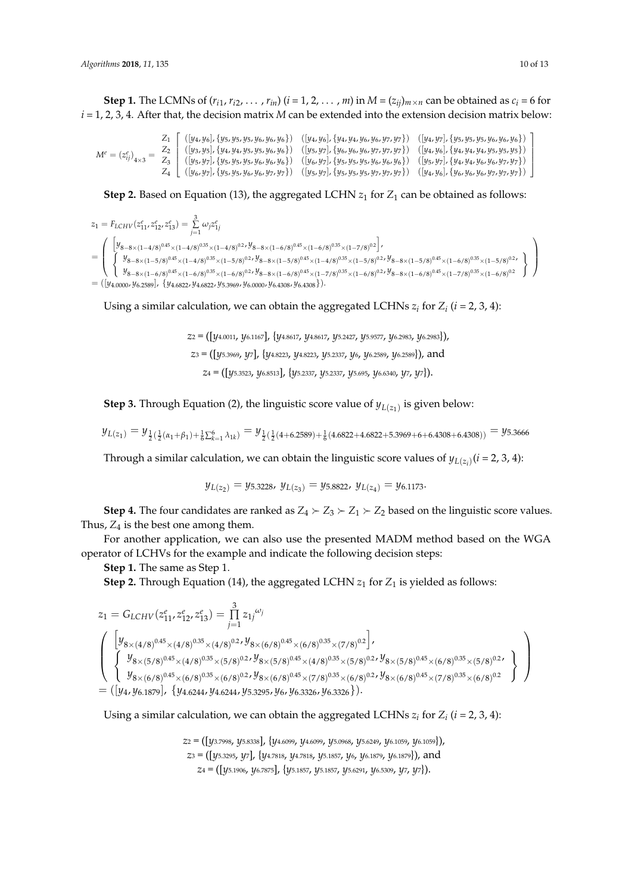**Step 1.** The LCMNs of $(r_{i1}, r_{i2}, \ldots, r_{in})$ $(i = 1, 2, \ldots, m)$ in $M = (z_{ij})_{m\times n}$ can be obtained as $c_i = 6$ for $i = 1, 2, 3, 4$. After that, the decision matrix $M$ can be extended into the extension decision matrix below:

$$M^e = \left(z_{ij}^e\right)_{4\times 3} = \begin{array}{c} Z_1 \\ Z_2 \\ Z_3 \\ Z_4 \end{array}\begin{bmatrix} ([y_4, y_6], \{y_5, y_5, y_5, y_6, y_6, y_6\}) & ([y_4, y_6], \{y_4, y_4, y_6, y_6, y_7, y_7\}) & ([y_4, y_7], \{y_5, y_5, y_5, y_6, y_6, y_6\}) \\ ([y_3, y_5], \{y_4, y_4, y_5, y_5, y_6, y_6\}) & ([y_5, y_7], \{y_6, y_6, y_6, y_7, y_7, y_7\}) & ([y_4, y_6], \{y_4, y_4, y_4, y_5, y_5, y_5\}) \\ ([y_5, y_7], \{y_5, y_5, y_5, y_6, y_6, y_6\}) & ([y_6, y_7], \{y_5, y_5, y_5, y_6, y_6, y_6\}) & ([y_5, y_7], \{y_4, y_4, y_6, y_6, y_7, y_7\}) \\ ([y_6, y_7], \{y_5, y_5, y_5, y_6, y_7, y_7\}) & ([y_5, y_7], \{y_5, y_5, y_5, y_7, y_7, y_7\}) & ([y_4, y_6], \{y_6, y_6, y_6, y_7, y_7, y_7\}) \end{bmatrix}$$

**Step 2.** Based on Equation (13), the aggregated LCHN $z_1$ for $Z_1$ can be obtained as follows:

$$z_1 = F_{LCHV}(z_{11}^e, z_{12}^e, z_{13}^e) = \sum_{j=1}^{3} \omega_j z_{1j}^e$$
$$= \left( \begin{array}{c} \left[y_{8-8\times(1-4/8)^{0.45}\times(1-4/8)^{0.35}\times(1-4/8)^{0.2}}, y_{8-8\times(1-6/8)^{0.45}\times(1-6/8)^{0.35}\times(1-7/8)^{0.2}}\right], \\ \left\{ \begin{array}{c} y_{8-8\times(1-5/8)^{0.45}\times(1-4/8)^{0.35}\times(1-5/8)^{0.2}}, y_{8-8\times(1-5/8)^{0.45}\times(1-4/8)^{0.35}\times(1-5/8)^{0.2}}, y_{8-8\times(1-5/8)^{0.45}\times(1-6/8)^{0.35}\times(1-5/8)^{0.2}}, \\ y_{8-8\times(1-6/8)^{0.45}\times(1-6/8)^{0.35}\times(1-6/8)^{0.2}}, y_{8-8\times(1-6/8)^{0.45}\times(1-7/8)^{0.35}\times(1-6/8)^{0.2}}, y_{8-8\times(1-6/8)^{0.45}\times(1-7/8)^{0.35}\times(1-6/8)^{0.2}} \end{array} \right\} \end{array} \right)$$
$$= ([y_{4.0000}, y_{6.2589}], \{y_{4.6822}, y_{4.6822}, y_{5.3969}, y_{6.0000}, y_{6.4308}, y_{6.4308}\}).$$

Using a similar calculation, we can obtain the aggregated LCHNs $z_i$ for $Z_i$ ($i = 2, 3, 4$):

$z_2 = ([y_{4.0011}, y_{6.1167}], \{y_{4.8617}, y_{4.8617}, y_{5.2427}, y_{5.9577}, y_{6.2983}, y_{6.2983}\})$,
$z_3 = ([y_{5.3969}, y_7], \{y_{4.8223}, y_{4.8223}, y_{5.2337}, y_6, y_{6.2589}, y_{6.2589}\})$, and
$z_4 = ([y_{5.3523}, y_{6.8513}], \{y_{5.2337}, y_{5.2337}, y_{5.695}, y_{6.6340}, y_7, y_7\})$.

**Step 3.** Through Equation (2), the linguistic score value of $y_{L(z_1)}$ is given below:

$$y_{L(z_1)} = y_{\frac{1}{2}\left(\frac{1}{2}(\alpha_1+\beta_1)+\frac{1}{6}\sum_{k=1}^{6}\lambda_{1k}\right)} = y_{\frac{1}{2}\left(\frac{1}{2}(4+6.2589)+\frac{1}{6}(4.6822+4.6822+5.3969+6+6.4308+6.4308)\right)} = y_{5.3666}$$

Through a similar calculation, we can obtain the linguistic score values of $y_{L(z_i)}$ ($i = 2, 3, 4$):

$$y_{L(z_2)} = y_{5.3228},\ y_{L(z_3)} = y_{5.8822},\ y_{L(z_4)} = y_{6.1173}.$$

**Step 4.** The four candidates are ranked as $Z_4 \succ Z_3 \succ Z_1 \succ Z_2$ based on the linguistic score values. Thus, $Z_4$ is the best one among them.

For another application, we can also use the presented MADM method based on the WGA operator of LCHVs for the example and indicate the following decision steps:

**Step 1.** The same as Step 1.

**Step 2.** Through Equation (14), the aggregated LCHN $z_1$ for $Z_1$ is yielded as follows:

$$z_1 = G_{LCHV}(z_{11}^e, z_{12}^e, z_{13}^e) = \prod_{j=1}^{3} {z_{1j}}^{\omega_j}$$
$$\left( \begin{array}{c} \left[y_{8\times(4/8)^{0.45}\times(4/8)^{0.35}\times(4/8)^{0.2}}, y_{8\times(6/8)^{0.45}\times(6/8)^{0.35}\times(7/8)^{0.2}}\right], \\ \left\{ \begin{array}{c} y_{8\times(5/8)^{0.45}\times(4/8)^{0.35}\times(5/8)^{0.2}}, y_{8\times(5/8)^{0.45}\times(4/8)^{0.35}\times(5/8)^{0.2}}, y_{8\times(5/8)^{0.45}\times(6/8)^{0.35}\times(5/8)^{0.2}}, \\ y_{8\times(6/8)^{0.45}\times(6/8)^{0.35}\times(6/8)^{0.2}}, y_{8\times(6/8)^{0.45}\times(7/8)^{0.35}\times(6/8)^{0.2}}, y_{8\times(6/8)^{0.45}\times(7/8)^{0.35}\times(6/8)^{0.2}} \end{array} \right\} \end{array} \right)$$
$$= ([y_4, y_{6.1879}],\ \{y_{4.6244}, y_{4.6244}, y_{5.3295}, y_6, y_{6.3326}, y_{6.3326}\}).$$

Using a similar calculation, we can obtain the aggregated LCHNs $z_i$ for $Z_i$ ($i = 2, 3, 4$):

$z_2 = ([y_{3.7998}, y_{5.8338}], \{y_{4.6099}, y_{4.6099}, y_{5.0968}, y_{5.6249}, y_{6.1059}, y_{6.1059}\})$,
$z_3 = ([y_{5.3295}, y_7], \{y_{4.7818}, y_{4.7818}, y_{5.1857}, y_6, y_{6.1879}, y_{6.1879}\})$, and
$z_4 = ([y_{5.1906}, y_{6.7875}], \{y_{5.1857}, y_{5.1857}, y_{5.6291}, y_{6.5309}, y_7, y_7\})$.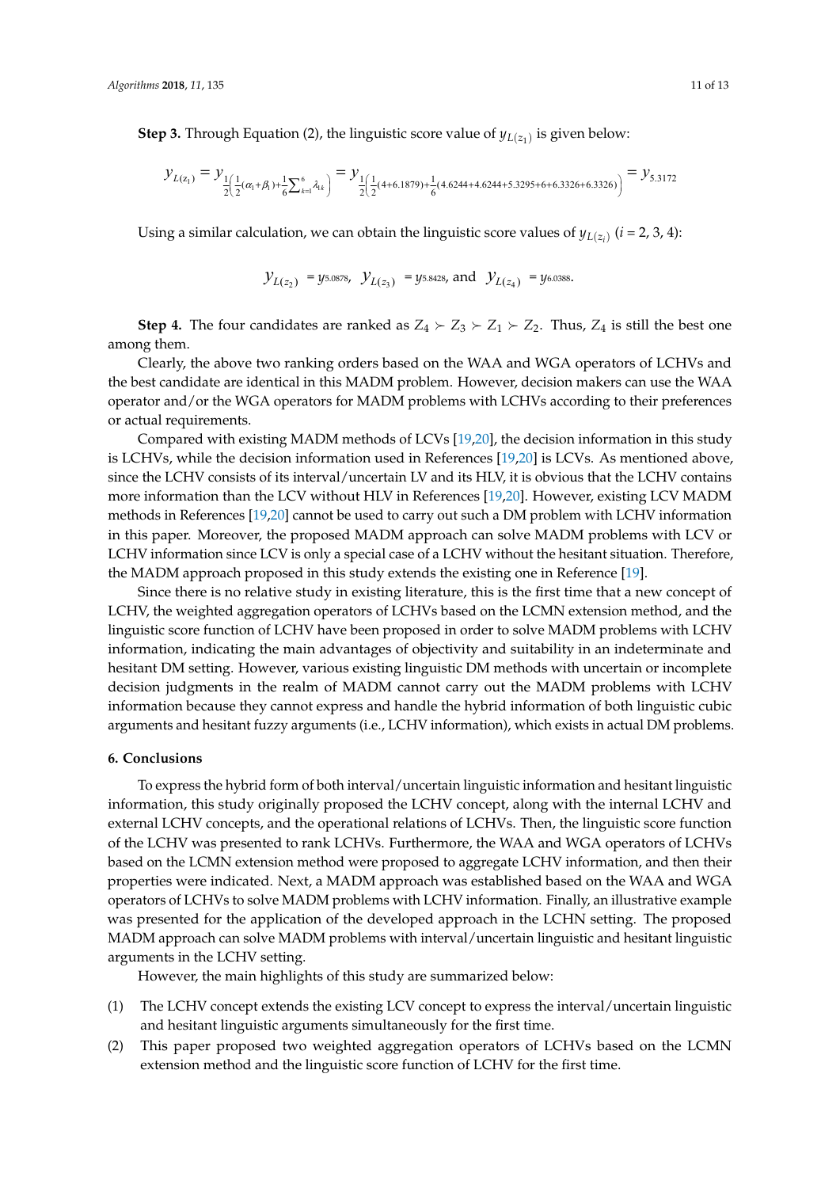**Step 3.** Through Equation (2), the linguistic score value of $y_{L(z_1)}$ is given below:

$$y_{L(z_1)} = y_{\frac{1}{2}\left(\frac{1}{2}(\alpha_1+\beta_1)+\frac{1}{6}\sum_{k=1}^{6}\lambda_{1k}\right)} = y_{\frac{1}{2}\left(\frac{1}{2}(4+6.1879)+\frac{1}{6}(4.6244+4.6244+5.3295+6+6.3326+6.3326)\right)} = y_{5.3172}$$

Using a similar calculation, we can obtain the linguistic score values of $y_{L(z_i)}$ ($i$ = 2, 3, 4):

$$y_{L(z_2)} = y_{5.0878},\ \ y_{L(z_3)} = y_{5.8428},\ \text{and}\ \ y_{L(z_4)} = y_{6.0388}.$$

**Step 4.** The four candidates are ranked as $Z_4 \succ Z_3 \succ Z_1 \succ Z_2$. Thus, $Z_4$ is still the best one among them.

Clearly, the above two ranking orders based on the WAA and WGA operators of LCHVs and the best candidate are identical in this MADM problem. However, decision makers can use the WAA operator and/or the WGA operators for MADM problems with LCHVs according to their preferences or actual requirements.

Compared with existing MADM methods of LCVs [19,20], the decision information in this study is LCHVs, while the decision information used in References [19,20] is LCVs. As mentioned above, since the LCHV consists of its interval/uncertain LV and its HLV, it is obvious that the LCHV contains more information than the LCV without HLV in References [19,20]. However, existing LCV MADM methods in References [19,20] cannot be used to carry out such a DM problem with LCHV information in this paper. Moreover, the proposed MADM approach can solve MADM problems with LCV or LCHV information since LCV is only a special case of a LCHV without the hesitant situation. Therefore, the MADM approach proposed in this study extends the existing one in Reference [19].

Since there is no relative study in existing literature, this is the first time that a new concept of LCHV, the weighted aggregation operators of LCHVs based on the LCMN extension method, and the linguistic score function of LCHV have been proposed in order to solve MADM problems with LCHV information, indicating the main advantages of objectivity and suitability in an indeterminate and hesitant DM setting. However, various existing linguistic DM methods with uncertain or incomplete decision judgments in the realm of MADM cannot carry out the MADM problems with LCHV information because they cannot express and handle the hybrid information of both linguistic cubic arguments and hesitant fuzzy arguments (i.e., LCHV information), which exists in actual DM problems.

## 6. Conclusions

To express the hybrid form of both interval/uncertain linguistic information and hesitant linguistic information, this study originally proposed the LCHV concept, along with the internal LCHV and external LCHV concepts, and the operational relations of LCHVs. Then, the linguistic score function of the LCHV was presented to rank LCHVs. Furthermore, the WAA and WGA operators of LCHVs based on the LCMN extension method were proposed to aggregate LCHV information, and then their properties were indicated. Next, a MADM approach was established based on the WAA and WGA operators of LCHVs to solve MADM problems with LCHV information. Finally, an illustrative example was presented for the application of the developed approach in the LCHN setting. The proposed MADM approach can solve MADM problems with interval/uncertain linguistic and hesitant linguistic arguments in the LCHV setting.

However, the main highlights of this study are summarized below:

(1) The LCHV concept extends the existing LCV concept to express the interval/uncertain linguistic and hesitant linguistic arguments simultaneously for the first time.

(2) This paper proposed two weighted aggregation operators of LCHVs based on the LCMN extension method and the linguistic score function of LCHV for the first time.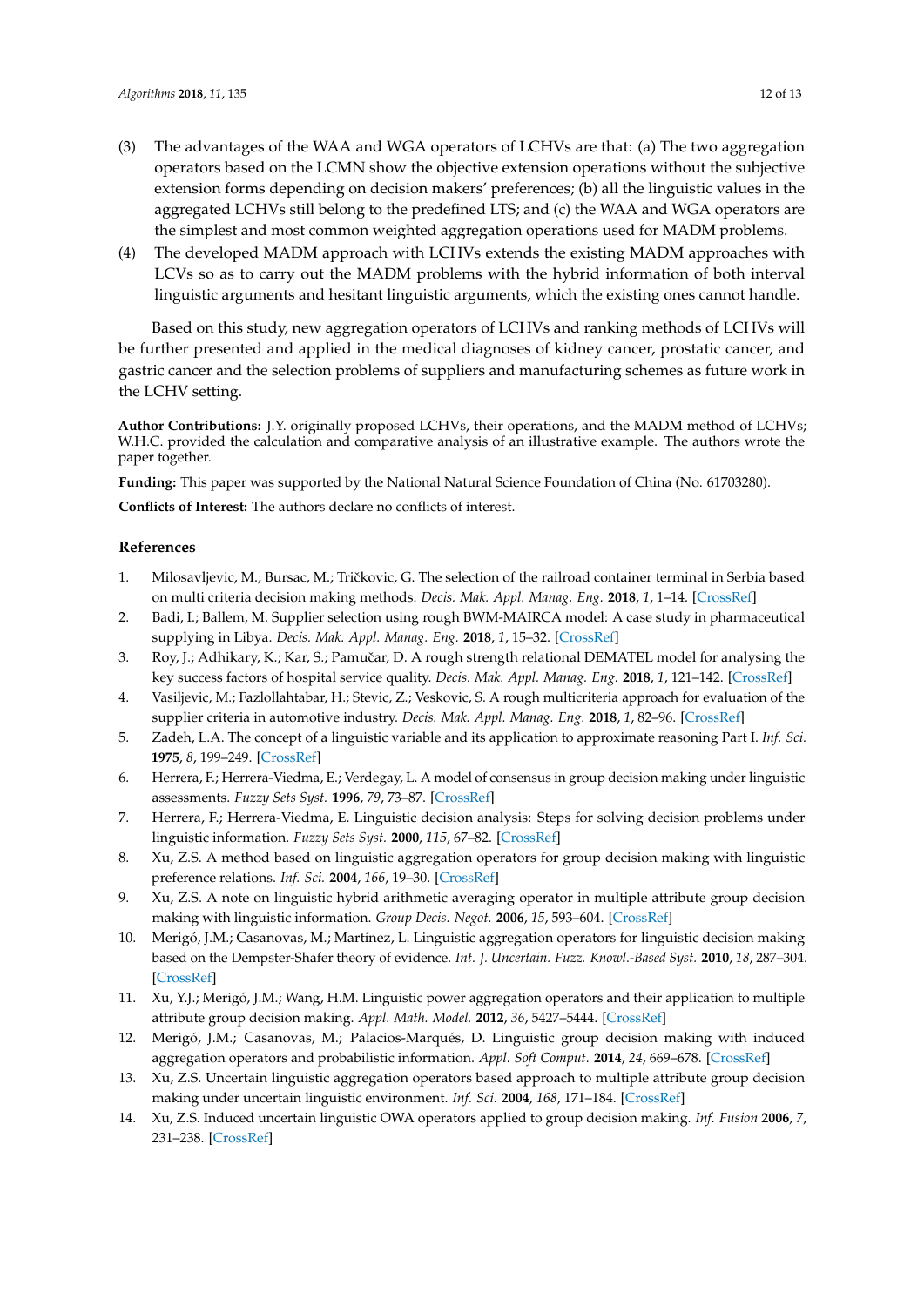(3) The advantages of the WAA and WGA operators of LCHVs are that: (a) The two aggregation operators based on the LCMN show the objective extension operations without the subjective extension forms depending on decision makers' preferences; (b) all the linguistic values in the aggregated LCHVs still belong to the predefined LTS; and (c) the WAA and WGA operators are the simplest and most common weighted aggregation operations used for MADM problems.

(4) The developed MADM approach with LCHVs extends the existing MADM approaches with LCVs so as to carry out the MADM problems with the hybrid information of both interval linguistic arguments and hesitant linguistic arguments, which the existing ones cannot handle.

Based on this study, new aggregation operators of LCHVs and ranking methods of LCHVs will be further presented and applied in the medical diagnoses of kidney cancer, prostatic cancer, and gastric cancer and the selection problems of suppliers and manufacturing schemes as future work in the LCHV setting.

**Author Contributions:** J.Y. originally proposed LCHVs, their operations, and the MADM method of LCHVs; W.H.C. provided the calculation and comparative analysis of an illustrative example. The authors wrote the paper together.

**Funding:** This paper was supported by the National Natural Science Foundation of China (No. 61703280).

**Conflicts of Interest:** The authors declare no conflicts of interest.

## References

1. Milosavljevic, M.; Bursac, M.; Tričkovic, G. The selection of the railroad container terminal in Serbia based on multi criteria decision making methods. *Decis. Mak. Appl. Manag. Eng.* **2018**, *1*, 1–14. [CrossRef]
2. Badi, I.; Ballem, M. Supplier selection using rough BWM-MAIRCA model: A case study in pharmaceutical supplying in Libya. *Decis. Mak. Appl. Manag. Eng.* **2018**, *1*, 15–32. [CrossRef]
3. Roy, J.; Adhikary, K.; Kar, S.; Pamučar, D. A rough strength relational DEMATEL model for analysing the key success factors of hospital service quality. *Decis. Mak. Appl. Manag. Eng.* **2018**, *1*, 121–142. [CrossRef]
4. Vasiljevic, M.; Fazlollahtabar, H.; Stevic, Z.; Veskovic, S. A rough multicriteria approach for evaluation of the supplier criteria in automotive industry. *Decis. Mak. Appl. Manag. Eng.* **2018**, *1*, 82–96. [CrossRef]
5. Zadeh, L.A. The concept of a linguistic variable and its application to approximate reasoning Part I. *Inf. Sci.* **1975**, *8*, 199–249. [CrossRef]
6. Herrera, F.; Herrera-Viedma, E.; Verdegay, L. A model of consensus in group decision making under linguistic assessments. *Fuzzy Sets Syst.* **1996**, *79*, 73–87. [CrossRef]
7. Herrera, F.; Herrera-Viedma, E. Linguistic decision analysis: Steps for solving decision problems under linguistic information. *Fuzzy Sets Syst.* **2000**, *115*, 67–82. [CrossRef]
8. Xu, Z.S. A method based on linguistic aggregation operators for group decision making with linguistic preference relations. *Inf. Sci.* **2004**, *166*, 19–30. [CrossRef]
9. Xu, Z.S. A note on linguistic hybrid arithmetic averaging operator in multiple attribute group decision making with linguistic information. *Group Decis. Negot.* **2006**, *15*, 593–604. [CrossRef]
10. Merigó, J.M.; Casanovas, M.; Martínez, L. Linguistic aggregation operators for linguistic decision making based on the Dempster-Shafer theory of evidence. *Int. J. Uncertain. Fuzz. Knowl.-Based Syst.* **2010**, *18*, 287–304. [CrossRef]
11. Xu, Y.J.; Merigó, J.M.; Wang, H.M. Linguistic power aggregation operators and their application to multiple attribute group decision making. *Appl. Math. Model.* **2012**, *36*, 5427–5444. [CrossRef]
12. Merigó, J.M.; Casanovas, M.; Palacios-Marqués, D. Linguistic group decision making with induced aggregation operators and probabilistic information. *Appl. Soft Comput.* **2014**, *24*, 669–678. [CrossRef]
13. Xu, Z.S. Uncertain linguistic aggregation operators based approach to multiple attribute group decision making under uncertain linguistic environment. *Inf. Sci.* **2004**, *168*, 171–184. [CrossRef]
14. Xu, Z.S. Induced uncertain linguistic OWA operators applied to group decision making. *Inf. Fusion* **2006**, *7*, 231–238. [CrossRef]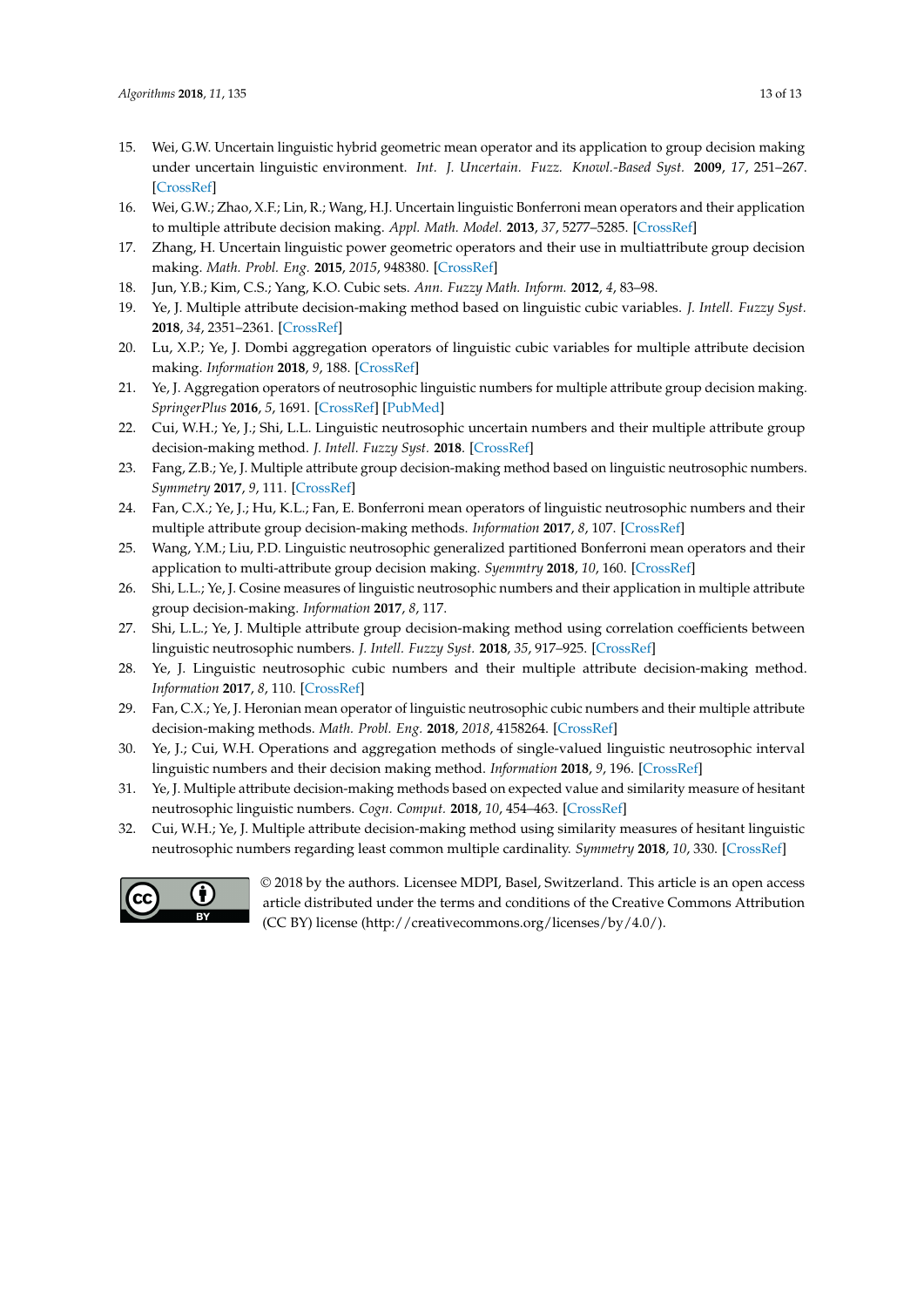15. Wei, G.W. Uncertain linguistic hybrid geometric mean operator and its application to group decision making under uncertain linguistic environment. *Int. J. Uncertain. Fuzz. Knowl.-Based Syst.* **2009**, *17*, 251–267. [CrossRef]
16. Wei, G.W.; Zhao, X.F.; Lin, R.; Wang, H.J. Uncertain linguistic Bonferroni mean operators and their application to multiple attribute decision making. *Appl. Math. Model.* **2013**, *37*, 5277–5285. [CrossRef]
17. Zhang, H. Uncertain linguistic power geometric operators and their use in multiattribute group decision making. *Math. Probl. Eng.* **2015**, *2015*, 948380. [CrossRef]
18. Jun, Y.B.; Kim, C.S.; Yang, K.O. Cubic sets. *Ann. Fuzzy Math. Inform.* **2012**, *4*, 83–98.
19. Ye, J. Multiple attribute decision-making method based on linguistic cubic variables. *J. Intell. Fuzzy Syst.* **2018**, *34*, 2351–2361. [CrossRef]
20. Lu, X.P.; Ye, J. Dombi aggregation operators of linguistic cubic variables for multiple attribute decision making. *Information* **2018**, *9*, 188. [CrossRef]
21. Ye, J. Aggregation operators of neutrosophic linguistic numbers for multiple attribute group decision making. *SpringerPlus* **2016**, *5*, 1691. [CrossRef] [PubMed]
22. Cui, W.H.; Ye, J.; Shi, L.L. Linguistic neutrosophic uncertain numbers and their multiple attribute group decision-making method. *J. Intell. Fuzzy Syst.* **2018**. [CrossRef]
23. Fang, Z.B.; Ye, J. Multiple attribute group decision-making method based on linguistic neutrosophic numbers. *Symmetry* **2017**, *9*, 111. [CrossRef]
24. Fan, C.X.; Ye, J.; Hu, K.L.; Fan, E. Bonferroni mean operators of linguistic neutrosophic numbers and their multiple attribute group decision-making methods. *Information* **2017**, *8*, 107. [CrossRef]
25. Wang, Y.M.; Liu, P.D. Linguistic neutrosophic generalized partitioned Bonferroni mean operators and their application to multi-attribute group decision making. *Syemmtry* **2018**, *10*, 160. [CrossRef]
26. Shi, L.L.; Ye, J. Cosine measures of linguistic neutrosophic numbers and their application in multiple attribute group decision-making. *Information* **2017**, *8*, 117.
27. Shi, L.L.; Ye, J. Multiple attribute group decision-making method using correlation coefficients between linguistic neutrosophic numbers. *J. Intell. Fuzzy Syst.* **2018**, *35*, 917–925. [CrossRef]
28. Ye, J. Linguistic neutrosophic cubic numbers and their multiple attribute decision-making method. *Information* **2017**, *8*, 110. [CrossRef]
29. Fan, C.X.; Ye, J. Heronian mean operator of linguistic neutrosophic cubic numbers and their multiple attribute decision-making methods. *Math. Probl. Eng.* **2018**, *2018*, 4158264. [CrossRef]
30. Ye, J.; Cui, W.H. Operations and aggregation methods of single-valued linguistic neutrosophic interval linguistic numbers and their decision making method. *Information* **2018**, *9*, 196. [CrossRef]
31. Ye, J. Multiple attribute decision-making methods based on expected value and similarity measure of hesitant neutrosophic linguistic numbers. *Cogn. Comput.* **2018**, *10*, 454–463. [CrossRef]
32. Cui, W.H.; Ye, J. Multiple attribute decision-making method using similarity measures of hesitant linguistic neutrosophic numbers regarding least common multiple cardinality. *Symmetry* **2018**, *10*, 330. [CrossRef]

© 2018 by the authors. Licensee MDPI, Basel, Switzerland. This article is an open access article distributed under the terms and conditions of the Creative Commons Attribution (CC BY) license (http://creativecommons.org/licenses/by/4.0/).